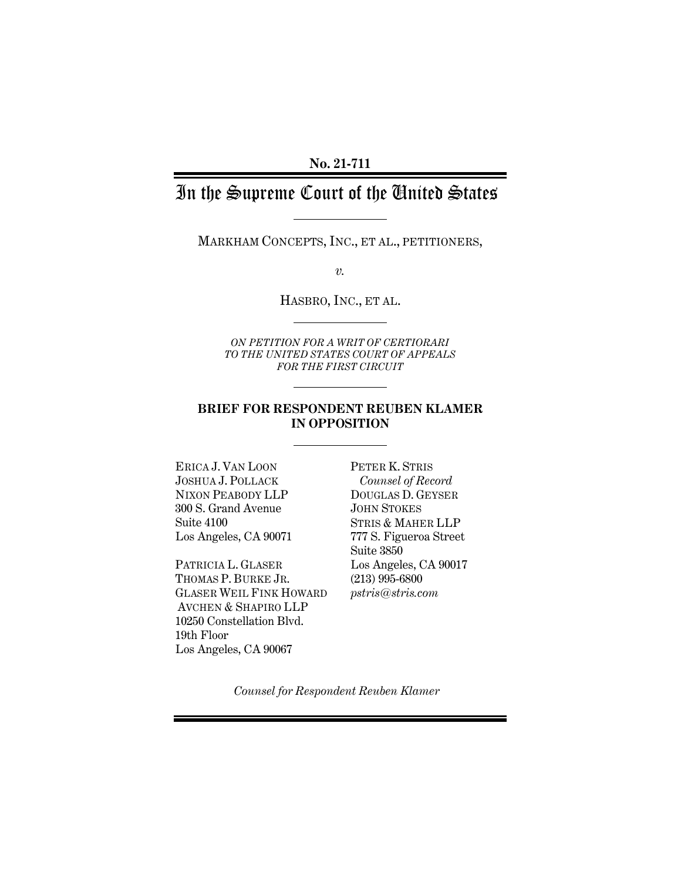**No. 21-711**

# In the Supreme Court of the United States

MARKHAM CONCEPTS, INC., ET AL., PETITIONERS,

*v.*

HASBRO, INC., ET AL.

*ON PETITION FOR A WRIT OF CERTIORARI TO THE UNITED STATES COURT OF APPEALS FOR THE FIRST CIRCUIT*

**BRIEF FOR RESPONDENT REUBEN KLAMER IN OPPOSITION**

PETER K. STRIS
*Counsel of Record*
DOUGLAS D. GEYSER
JOHN STOKES
STRIS & MAHER LLP
777 S. Figueroa Street
Suite 3850
Los Angeles, CA 90017
(213) 995-6800
*pstris@stris.com*

ERICA J. VAN LOON
JOSHUA J. POLLACK
NIXON PEABODY LLP
300 S. Grand Avenue
Suite 4100
Los Angeles, CA 90071

PATRICIA L. GLASER
THOMAS P. BURKE JR.
GLASER WEIL FINK HOWARD AVCHEN & SHAPIRO LLP
10250 Constellation Blvd.
19th Floor
Los Angeles, CA 90067

*Counsel for Respondent Reuben Klamer*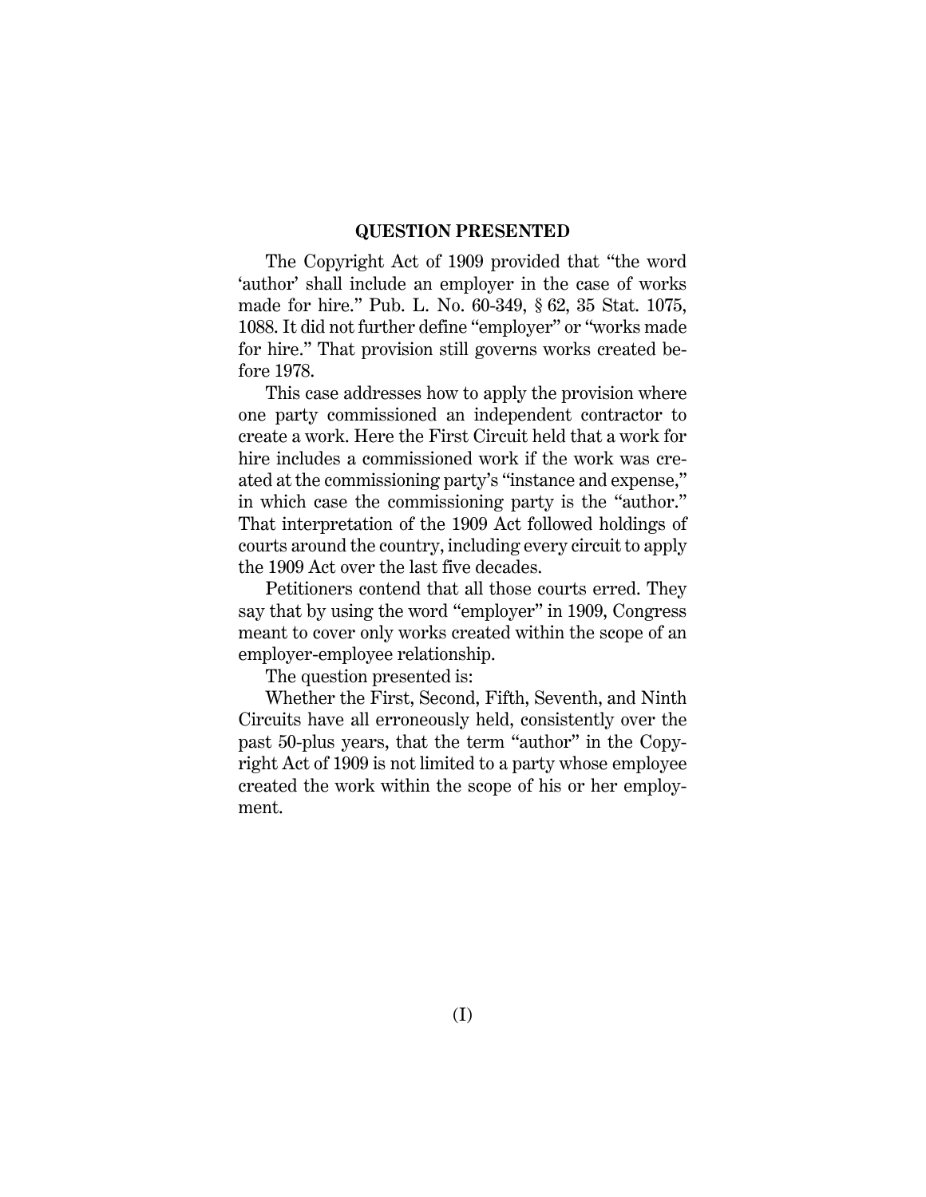## QUESTION PRESENTED

The Copyright Act of 1909 provided that "the word 'author' shall include an employer in the case of works made for hire." Pub. L. No. 60-349, § 62, 35 Stat. 1075, 1088. It did not further define "employer" or "works made for hire." That provision still governs works created before 1978.

This case addresses how to apply the provision where one party commissioned an independent contractor to create a work. Here the First Circuit held that a work for hire includes a commissioned work if the work was created at the commissioning party's "instance and expense," in which case the commissioning party is the "author." That interpretation of the 1909 Act followed holdings of courts around the country, including every circuit to apply the 1909 Act over the last five decades.

Petitioners contend that all those courts erred. They say that by using the word "employer" in 1909, Congress meant to cover only works created within the scope of an employer-employee relationship.

The question presented is:

Whether the First, Second, Fifth, Seventh, and Ninth Circuits have all erroneously held, consistently over the past 50-plus years, that the term "author" in the Copyright Act of 1909 is not limited to a party whose employee created the work within the scope of his or her employment.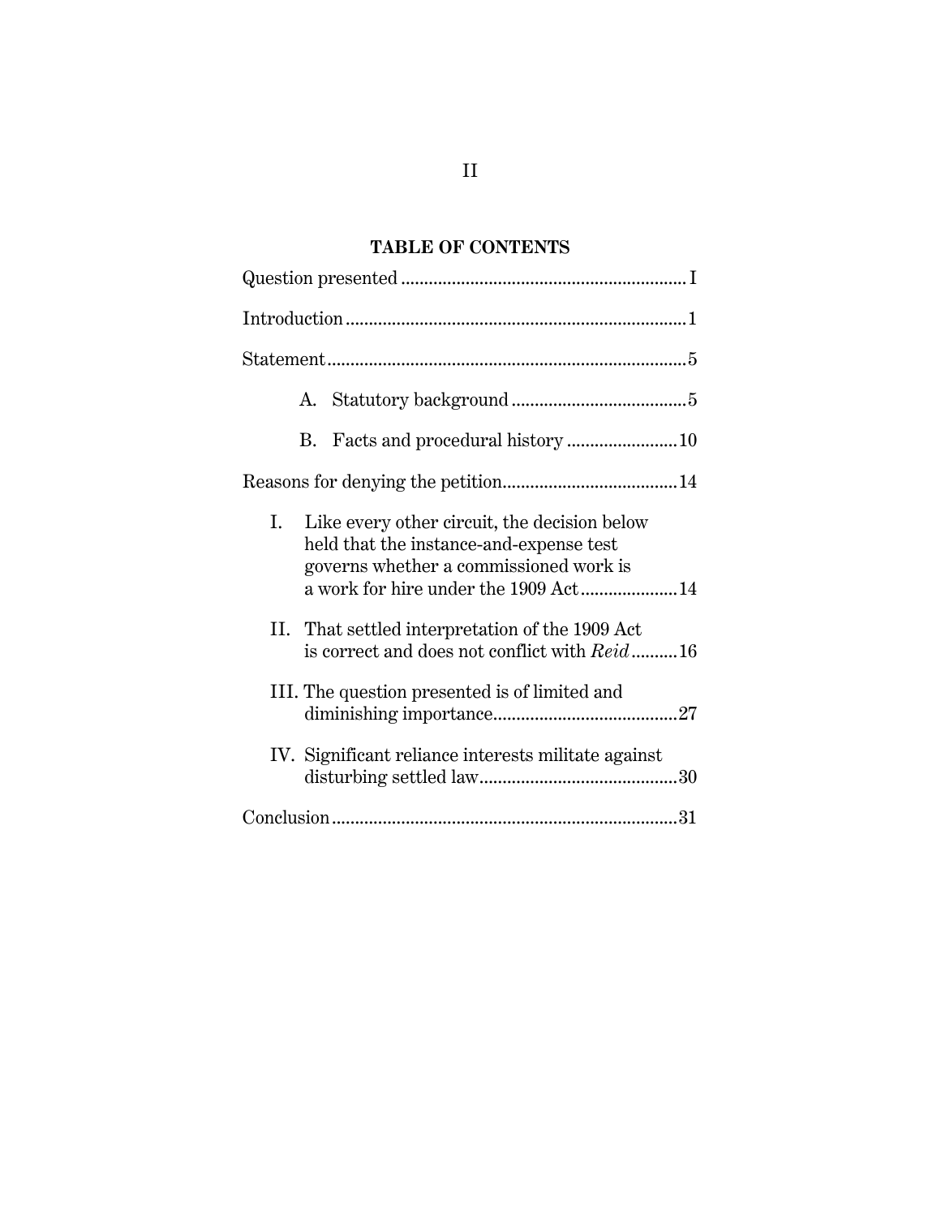## TABLE OF CONTENTS

Question presented ............................................................ I

Introduction ........................................................................ 1

Statement ............................................................................ 5

A. Statutory background ...................................... 5

B. Facts and procedural history ........................ 10

Reasons for denying the petition ..................................... 14

I. Like every other circuit, the decision below held that the instance-and-expense test governs whether a commissioned work is a work for hire under the 1909 Act ..................... 14

II. That settled interpretation of the 1909 Act is correct and does not conflict with *Reid* .......... 16

III. The question presented is of limited and diminishing importance ........................................ 27

IV. Significant reliance interests militate against disturbing settled law ........................................... 30

Conclusion .......................................................................... 31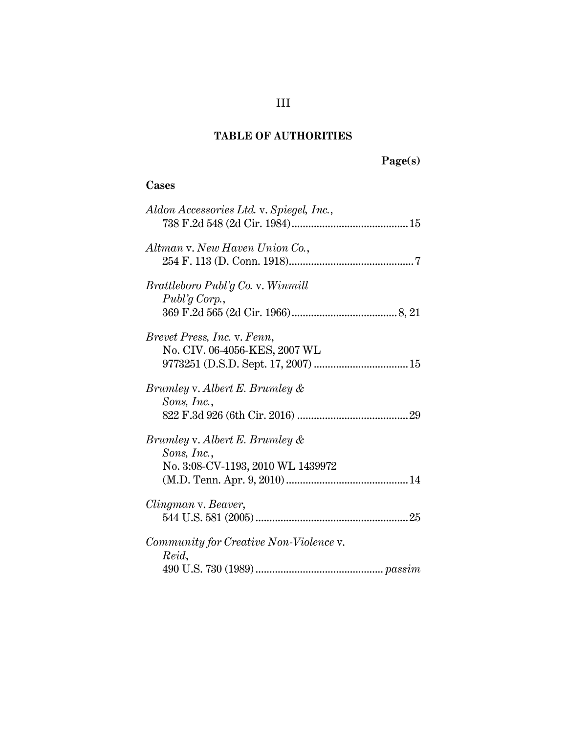# TABLE OF AUTHORITIES

**Page(s)**

## Cases

*Aldon Accessories Ltd.* v. *Spiegel, Inc.*, 738 F.2d 548 (2d Cir. 1984) .......... 15

*Altman* v. *New Haven Union Co.*, 254 F. 113 (D. Conn. 1918) .......... 7

*Brattleboro Publ'g Co.* v. *Winmill Publ'g Corp.*, 369 F.2d 565 (2d Cir. 1966) .......... 8, 21

*Brevet Press, Inc.* v. *Fenn*, No. CIV. 06-4056-KES, 2007 WL 9773251 (D.S.D. Sept. 17, 2007) .......... 15

*Brumley* v. *Albert E. Brumley & Sons, Inc.*, 822 F.3d 926 (6th Cir. 2016) .......... 29

*Brumley* v. *Albert E. Brumley & Sons, Inc.*, No. 3:08-CV-1193, 2010 WL 1439972 (M.D. Tenn. Apr. 9, 2010) .......... 14

*Clingman* v. *Beaver*, 544 U.S. 581 (2005) .......... 25

*Community for Creative Non-Violence* v. *Reid*, 490 U.S. 730 (1989) .......... *passim*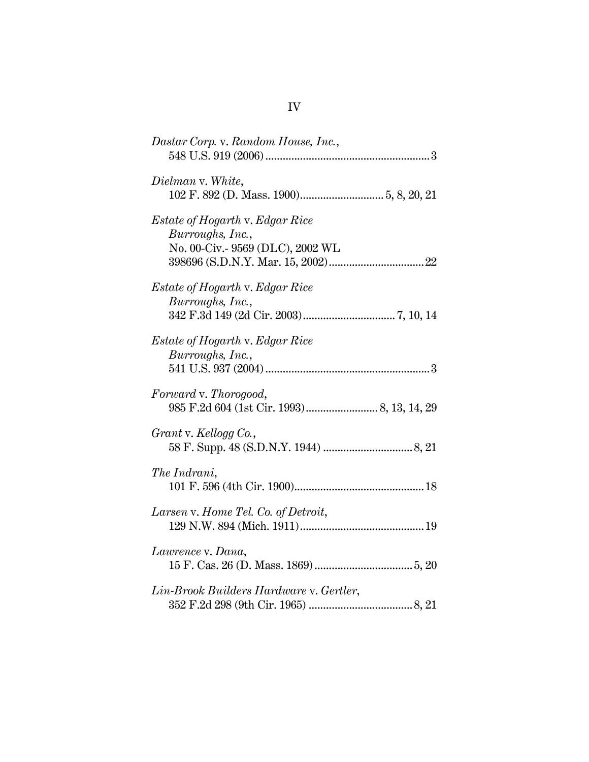*Dastar Corp.* v. *Random House, Inc.*,
548 U.S. 919 (2006) ........................................................ 3

*Dielman* v. *White*,
102 F. 892 (D. Mass. 1900)............................ 5, 8, 20, 21

*Estate of Hogarth* v. *Edgar Rice Burroughs, Inc.*,
No. 00-Civ.- 9569 (DLC), 2002 WL 398696 (S.D.N.Y. Mar. 15, 2002)................................ 22

*Estate of Hogarth* v. *Edgar Rice Burroughs, Inc.*,
342 F.3d 149 (2d Cir. 2003)................................ 7, 10, 14

*Estate of Hogarth* v. *Edgar Rice Burroughs, Inc.*,
541 U.S. 937 (2004) ........................................................ 3

*Forward* v. *Thorogood*,
985 F.2d 604 (1st Cir. 1993)........................ 8, 13, 14, 29

*Grant* v. *Kellogg Co.*,
58 F. Supp. 48 (S.D.N.Y. 1944) .............................. 8, 21

*The Indrani*,
101 F. 596 (4th Cir. 1900)............................................ 18

*Larsen* v. *Home Tel. Co. of Detroit*,
129 N.W. 894 (Mich. 1911).......................................... 19

*Lawrence* v. *Dana*,
15 F. Cas. 26 (D. Mass. 1869) ................................. 5, 20

*Lin-Brook Builders Hardware* v. *Gertler*,
352 F.2d 298 (9th Cir. 1965) ................................... 8, 21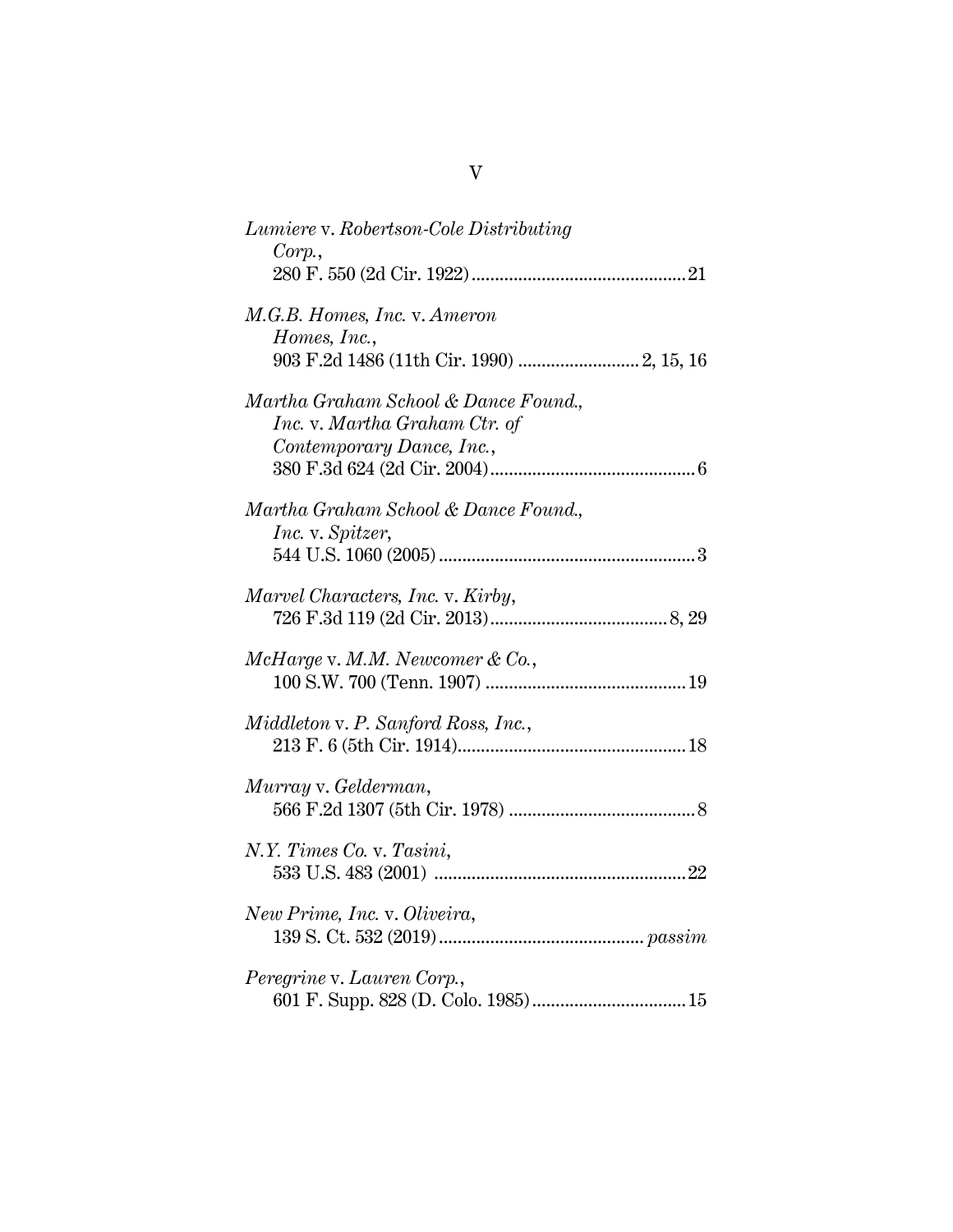*Lumiere* v. *Robertson-Cole Distributing Corp.*,
280 F. 550 (2d Cir. 1922) ............................................. 21

*M.G.B. Homes, Inc.* v. *Ameron Homes, Inc.*,
903 F.2d 1486 (11th Cir. 1990) ......................... 2, 15, 16

*Martha Graham School & Dance Found., Inc.* v. *Martha Graham Ctr. of Contemporary Dance, Inc.*,
380 F.3d 624 (2d Cir. 2004) ........................................... 6

*Martha Graham School & Dance Found., Inc.* v. *Spitzer*,
544 U.S. 1060 (2005) ...................................................... 3

*Marvel Characters, Inc.* v. *Kirby*,
726 F.3d 119 (2d Cir. 2013) ..................................... 8, 29

*McHarge* v. *M.M. Newcomer & Co.*,
100 S.W. 700 (Tenn. 1907) .......................................... 19

*Middleton* v. *P. Sanford Ross, Inc.*,
213 F. 6 (5th Cir. 1914) ................................................ 18

*Murray* v. *Gelderman*,
566 F.2d 1307 (5th Cir. 1978) ....................................... 8

*N.Y. Times Co.* v. *Tasini*,
533 U.S. 483 (2001) ..................................................... 22

*New Prime, Inc.* v. *Oliveira*,
139 S. Ct. 532 (2019) ........................................... *passim*

*Peregrine* v. *Lauren Corp.*,
601 F. Supp. 828 (D. Colo. 1985) ................................ 15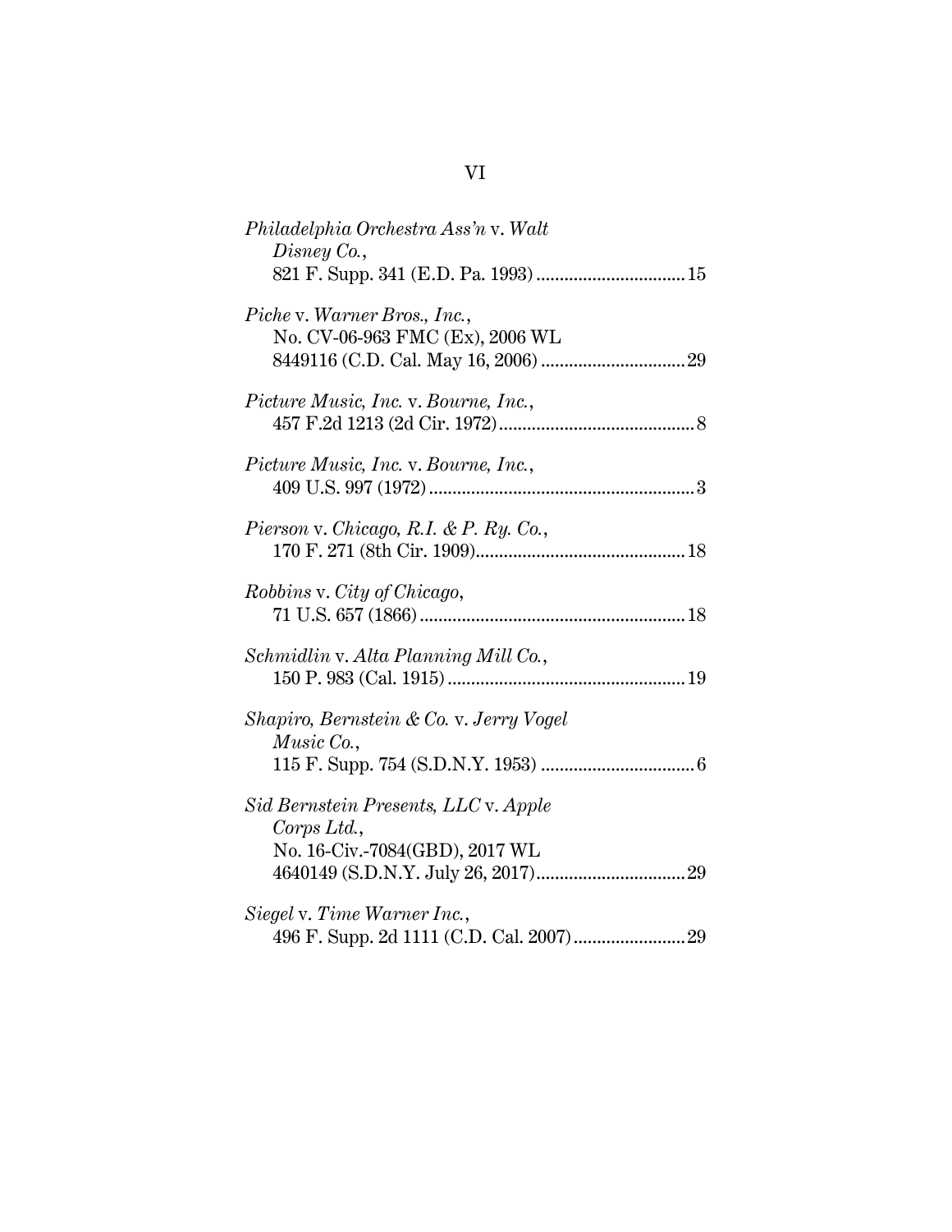*Philadelphia Orchestra Ass'n* v. *Walt Disney Co.*,
821 F. Supp. 341 (E.D. Pa. 1993) ............................... 15

*Piche* v. *Warner Bros., Inc.*,
No. CV-06-963 FMC (Ex), 2006 WL 8449116 (C.D. Cal. May 16, 2006) ............................... 29

*Picture Music, Inc.* v. *Bourne, Inc.*,
457 F.2d 1213 (2d Cir. 1972) ......................................... 8

*Picture Music, Inc.* v. *Bourne, Inc.*,
409 U.S. 997 (1972) ......................................................... 3

*Pierson* v. *Chicago, R.I. & P. Ry. Co.*,
170 F. 271 (8th Cir. 1909) ............................................ 18

*Robbins* v. *City of Chicago*,
71 U.S. 657 (1866) ......................................................... 18

*Schmidlin* v. *Alta Planning Mill Co.*,
150 P. 983 (Cal. 1915) .................................................. 19

*Shapiro, Bernstein & Co.* v. *Jerry Vogel Music Co.*,
115 F. Supp. 754 (S.D.N.Y. 1953) ................................. 6

*Sid Bernstein Presents, LLC* v. *Apple Corps Ltd.*,
No. 16-Civ.-7084(GBD), 2017 WL 4640149 (S.D.N.Y. July 26, 2017) ............................... 29

*Siegel* v. *Time Warner Inc.*,
496 F. Supp. 2d 1111 (C.D. Cal. 2007) ........................ 29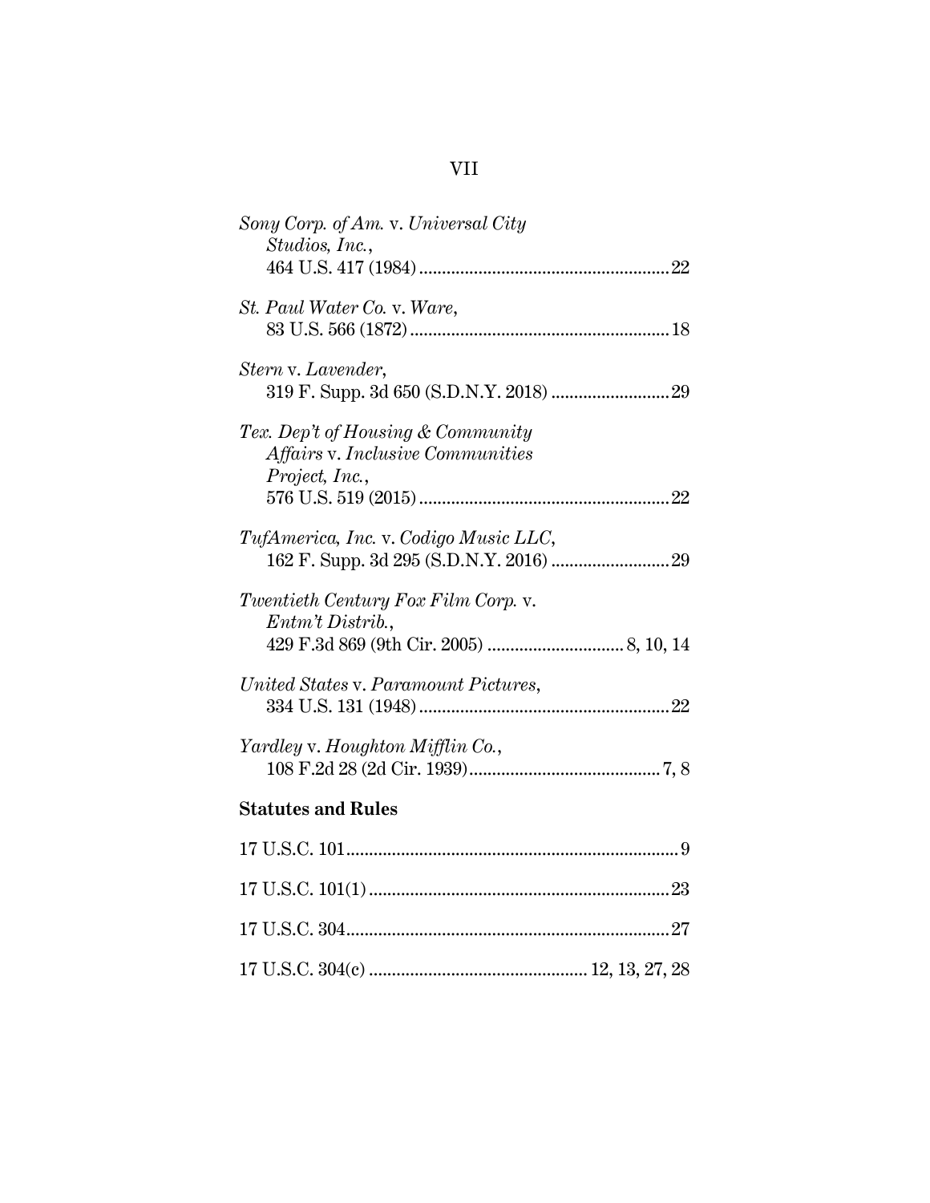*Sony Corp. of Am.* v. *Universal City Studios, Inc.*,
464 U.S. 417 (1984) ........................................................ 22

*St. Paul Water Co.* v. *Ware*,
83 U.S. 566 (1872) .......................................................... 18

*Stern* v. *Lavender*,
319 F. Supp. 3d 650 (S.D.N.Y. 2018) .......................... 29

*Tex. Dep't of Housing & Community Affairs* v. *Inclusive Communities Project, Inc.*,
576 U.S. 519 (2015) ........................................................ 22

*TufAmerica, Inc.* v. *Codigo Music LLC*,
162 F. Supp. 3d 295 (S.D.N.Y. 2016) .......................... 29

*Twentieth Century Fox Film Corp.* v. *Entm't Distrib.*,
429 F.3d 869 (9th Cir. 2005) .............................. 8, 10, 14

*United States* v. *Paramount Pictures*,
334 U.S. 131 (1948) ........................................................ 22

*Yardley* v. *Houghton Mifflin Co.*,
108 F.2d 28 (2d Cir. 1939) ........................................... 7, 8

**Statutes and Rules**

17 U.S.C. 101 .......................................................................... 9

17 U.S.C. 101(1) .................................................................. 23

17 U.S.C. 304 ........................................................................ 27

17 U.S.C. 304(c) ................................................ 12, 13, 27, 28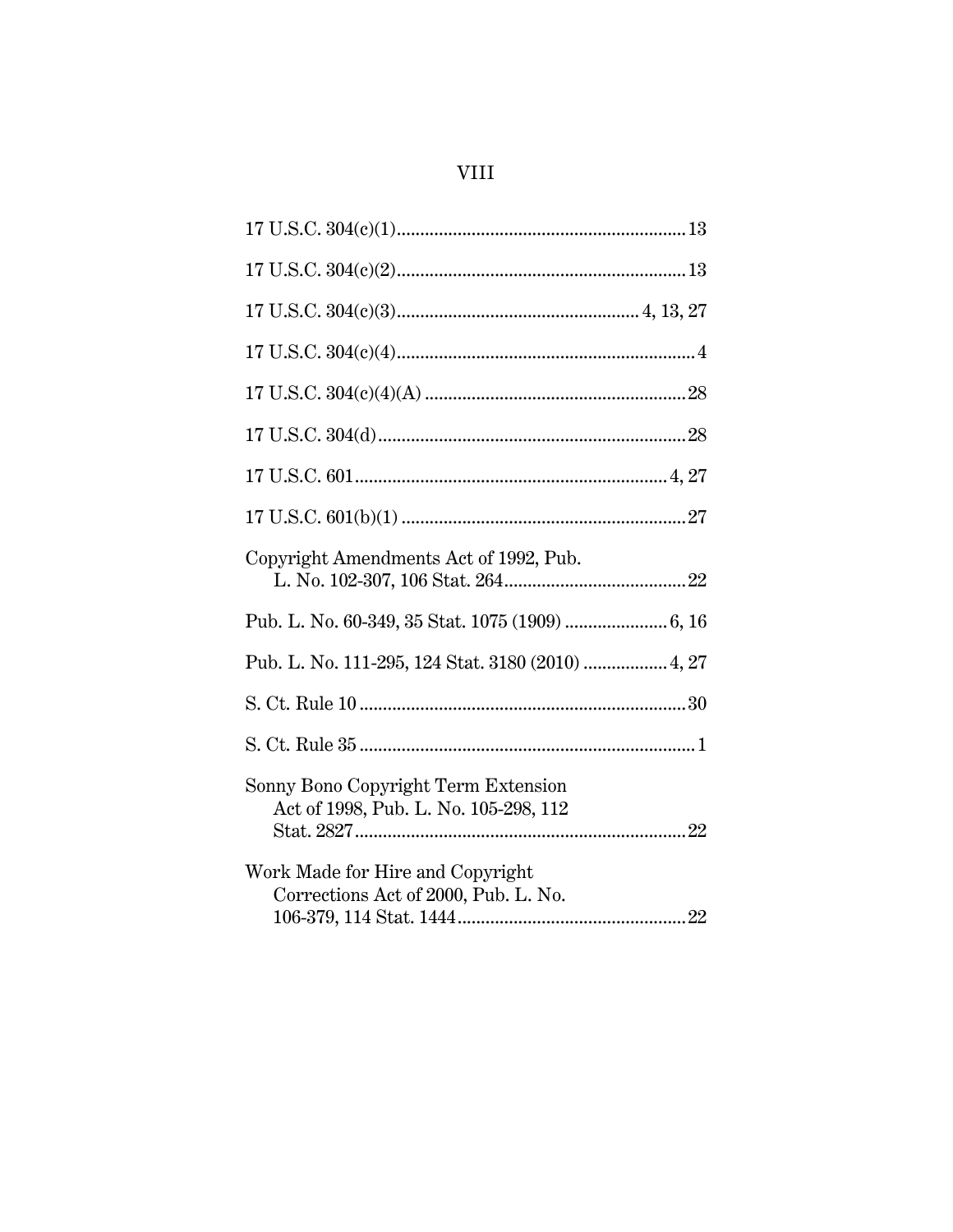17 U.S.C. 304(c)(1)............................................................13

17 U.S.C. 304(c)(2)............................................................13

17 U.S.C. 304(c)(3).................................................4, 13, 27

17 U.S.C. 304(c)(4)..............................................................4

17 U.S.C. 304(c)(4)(A) ......................................................28

17 U.S.C. 304(d)................................................................28

17 U.S.C. 601...............................................................4, 27

17 U.S.C. 601(b)(1) ...........................................................27

Copyright Amendments Act of 1992, Pub. L. No. 102-307, 106 Stat. 264.......................................22

Pub. L. No. 60-349, 35 Stat. 1075 (1909) ......................6, 16

Pub. L. No. 111-295, 124 Stat. 3180 (2010) ..................4, 27

S. Ct. Rule 10 ....................................................................30

S. Ct. Rule 35 ......................................................................1

Sonny Bono Copyright Term Extension Act of 1998, Pub. L. No. 105-298, 112 Stat. 2827.....................................................................22

Work Made for Hire and Copyright Corrections Act of 2000, Pub. L. No. 106-379, 114 Stat. 1444................................................22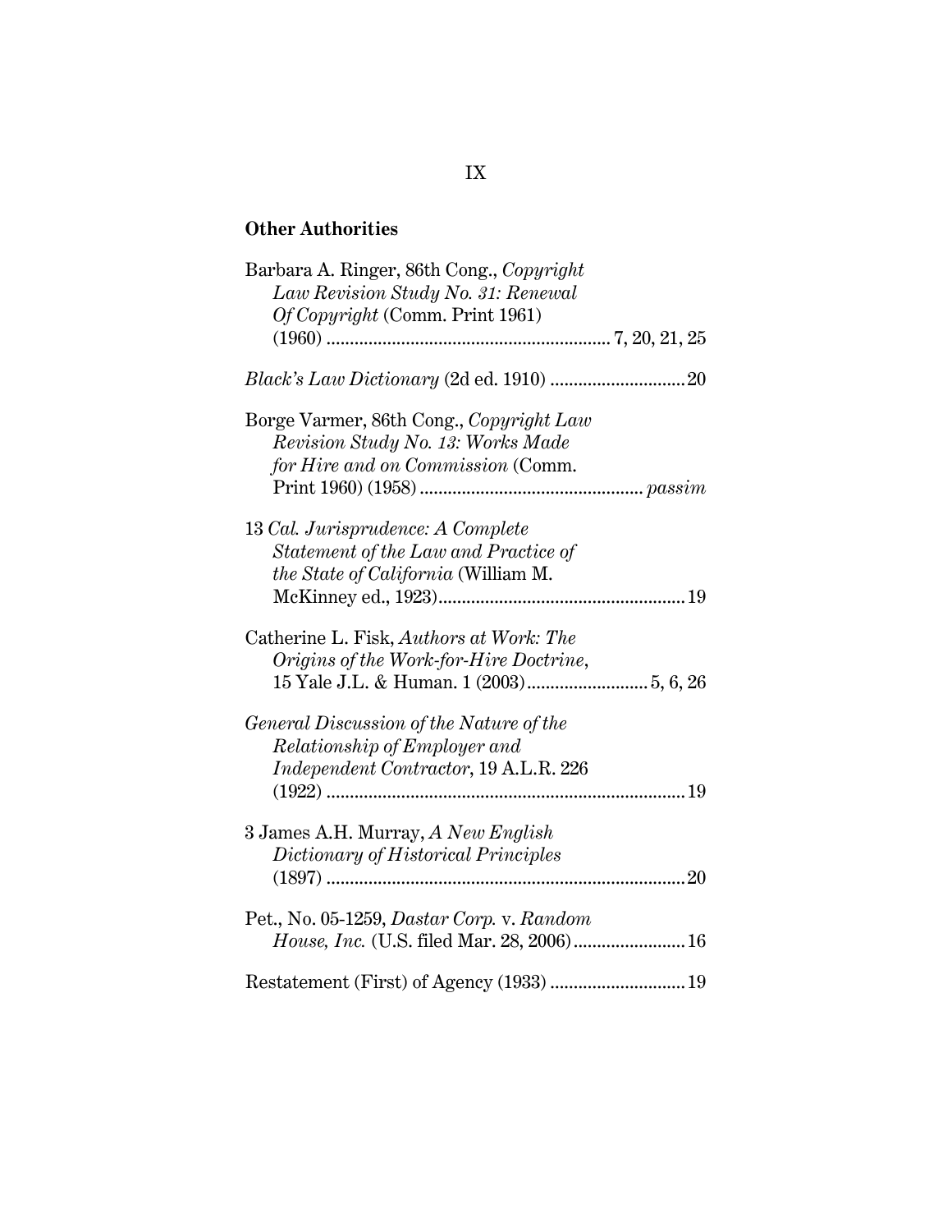**Other Authorities**

Barbara A. Ringer, 86th Cong., *Copyright Law Revision Study No. 31: Renewal Of Copyright* (Comm. Print 1961) (1960) .......................................................... 7, 20, 21, 25

*Black's Law Dictionary* (2d ed. 1910) ............................20

Borge Varmer, 86th Cong., *Copyright Law Revision Study No. 13: Works Made for Hire and on Commission* (Comm. Print 1960) (1958) ............................................. *passim*

13 *Cal. Jurisprudence: A Complete Statement of the Law and Practice of the State of California* (William M. McKinney ed., 1923)...................................................19

Catherine L. Fisk, *Authors at Work: The Origins of the Work-for-Hire Doctrine*, 15 Yale J.L. & Human. 1 (2003)......................... 5, 6, 26

*General Discussion of the Nature of the Relationship of Employer and Independent Contractor*, 19 A.L.R. 226 (1922) ..........................................................................19

3 James A.H. Murray, *A New English Dictionary of Historical Principles* (1897) ..........................................................................20

Pet., No. 05-1259, *Dastar Corp.* v. *Random House, Inc.* (U.S. filed Mar. 28, 2006).......................16

Restatement (First) of Agency (1933) ............................19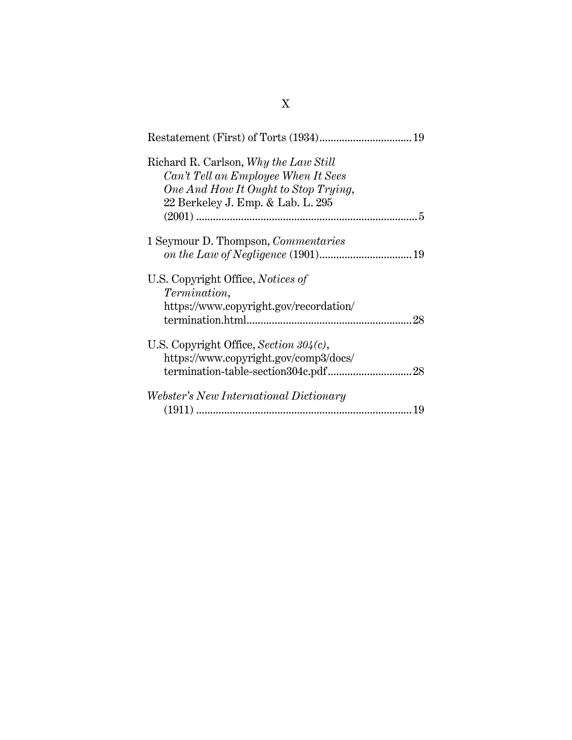Restatement (First) of Torts (1934)................................ 19

Richard R. Carlson, *Why the Law Still Can't Tell an Employee When It Sees One And How It Ought to Stop Trying*, 22 Berkeley J. Emp. & Lab. L. 295 (2001) ............................................................................ 5

1 Seymour D. Thompson, *Commentaries on the Law of Negligence* (1901)................................ 19

U.S. Copyright Office, *Notices of Termination*, https://www.copyright.gov/recordation/termination.html.......................................................... 28

U.S. Copyright Office, *Section 304(c)*, https://www.copyright.gov/comp3/docs/termination-table-section304c.pdf............................. 28

*Webster's New International Dictionary* (1911) ............................................................................ 19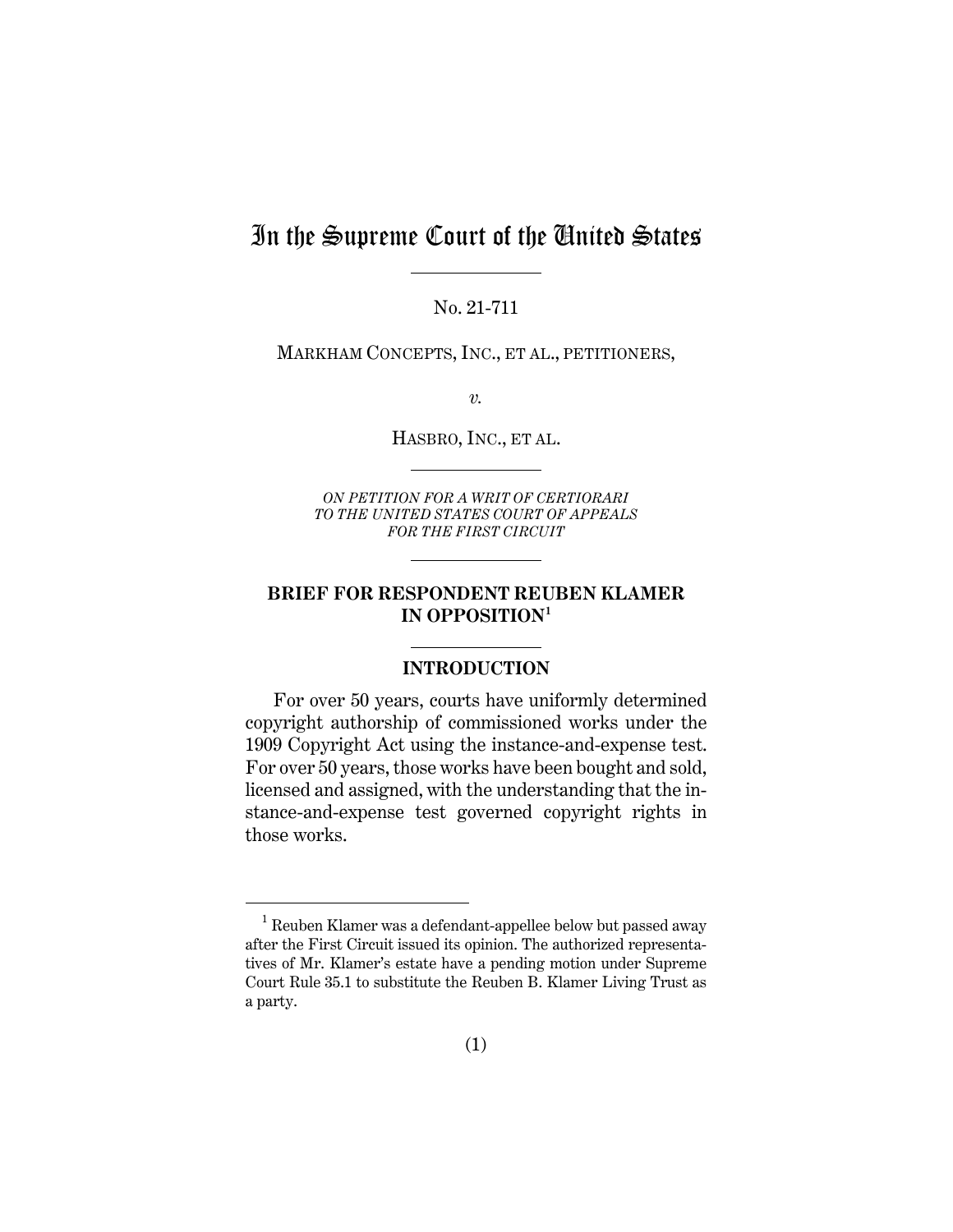# In the Supreme Court of the United States

No. 21-711

MARKHAM CONCEPTS, INC., ET AL., PETITIONERS,

*v.*

HASBRO, INC., ET AL.

*ON PETITION FOR A WRIT OF CERTIORARI TO THE UNITED STATES COURT OF APPEALS FOR THE FIRST CIRCUIT*

## BRIEF FOR RESPONDENT REUBEN KLAMER IN OPPOSITION[1]

## INTRODUCTION

For over 50 years, courts have uniformly determined copyright authorship of commissioned works under the 1909 Copyright Act using the instance-and-expense test. For over 50 years, those works have been bought and sold, licensed and assigned, with the understanding that the instance-and-expense test governed copyright rights in those works.

[1] Reuben Klamer was a defendant-appellee below but passed away after the First Circuit issued its opinion. The authorized representatives of Mr. Klamer's estate have a pending motion under Supreme Court Rule 35.1 to substitute the Reuben B. Klamer Living Trust as a party.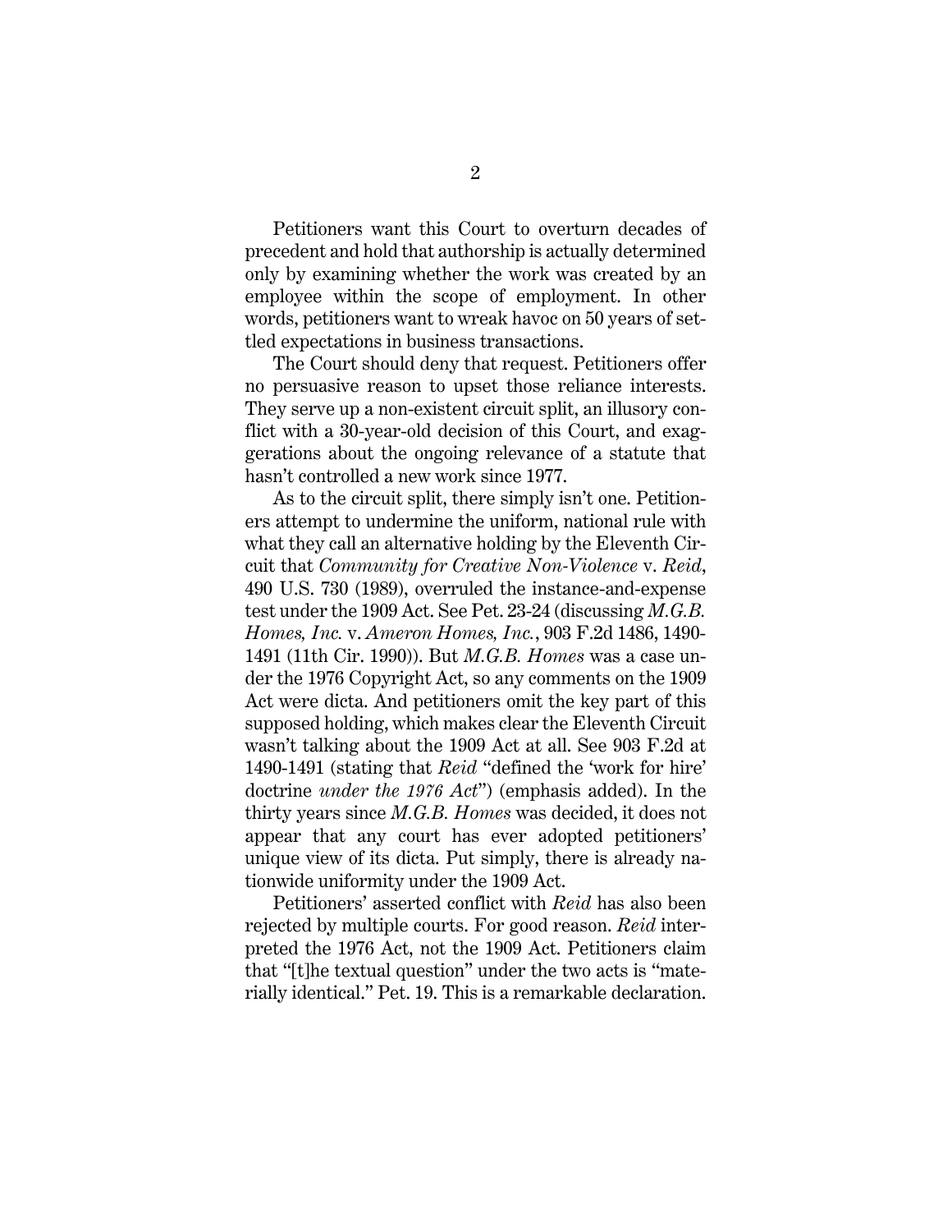Petitioners want this Court to overturn decades of precedent and hold that authorship is actually determined only by examining whether the work was created by an employee within the scope of employment. In other words, petitioners want to wreak havoc on 50 years of settled expectations in business transactions.

The Court should deny that request. Petitioners offer no persuasive reason to upset those reliance interests. They serve up a non-existent circuit split, an illusory conflict with a 30-year-old decision of this Court, and exaggerations about the ongoing relevance of a statute that hasn't controlled a new work since 1977.

As to the circuit split, there simply isn't one. Petitioners attempt to undermine the uniform, national rule with what they call an alternative holding by the Eleventh Circuit that *Community for Creative Non-Violence* v. *Reid*, 490 U.S. 730 (1989), overruled the instance-and-expense test under the 1909 Act. See Pet. 23-24 (discussing *M.G.B. Homes, Inc.* v. *Ameron Homes, Inc.*, 903 F.2d 1486, 1490-1491 (11th Cir. 1990)). But *M.G.B. Homes* was a case under the 1976 Copyright Act, so any comments on the 1909 Act were dicta. And petitioners omit the key part of this supposed holding, which makes clear the Eleventh Circuit wasn't talking about the 1909 Act at all. See 903 F.2d at 1490-1491 (stating that *Reid* "defined the 'work for hire' doctrine *under the 1976 Act*") (emphasis added). In the thirty years since *M.G.B. Homes* was decided, it does not appear that any court has ever adopted petitioners' unique view of its dicta. Put simply, there is already nationwide uniformity under the 1909 Act.

Petitioners' asserted conflict with *Reid* has also been rejected by multiple courts. For good reason. *Reid* interpreted the 1976 Act, not the 1909 Act. Petitioners claim that "[t]he textual question" under the two acts is "materially identical." Pet. 19. This is a remarkable declaration.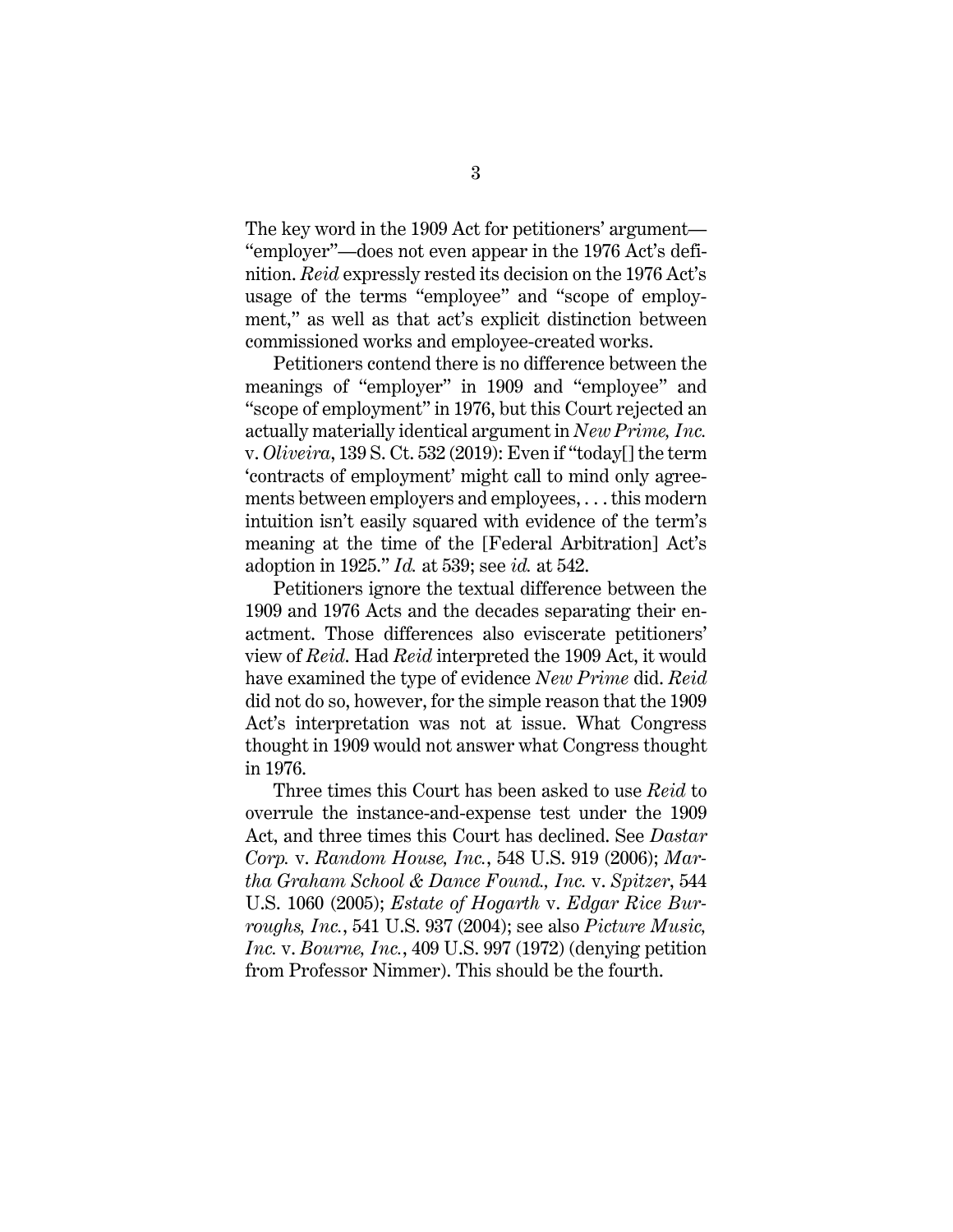The key word in the 1909 Act for petitioners' argument—"employer"—does not even appear in the 1976 Act's definition. *Reid* expressly rested its decision on the 1976 Act's usage of the terms "employee" and "scope of employment," as well as that act's explicit distinction between commissioned works and employee-created works.

Petitioners contend there is no difference between the meanings of "employer" in 1909 and "employee" and "scope of employment" in 1976, but this Court rejected an actually materially identical argument in *New Prime, Inc.* v. *Oliveira*, 139 S. Ct. 532 (2019): Even if "today[] the term 'contracts of employment' might call to mind only agreements between employers and employees, . . . this modern intuition isn't easily squared with evidence of the term's meaning at the time of the [Federal Arbitration] Act's adoption in 1925." *Id.* at 539; see *id.* at 542.

Petitioners ignore the textual difference between the 1909 and 1976 Acts and the decades separating their enactment. Those differences also eviscerate petitioners' view of *Reid*. Had *Reid* interpreted the 1909 Act, it would have examined the type of evidence *New Prime* did. *Reid* did not do so, however, for the simple reason that the 1909 Act's interpretation was not at issue. What Congress thought in 1909 would not answer what Congress thought in 1976.

Three times this Court has been asked to use *Reid* to overrule the instance-and-expense test under the 1909 Act, and three times this Court has declined. See *Dastar Corp.* v. *Random House, Inc.*, 548 U.S. 919 (2006); *Martha Graham School & Dance Found., Inc.* v. *Spitzer*, 544 U.S. 1060 (2005); *Estate of Hogarth* v. *Edgar Rice Burroughs, Inc.*, 541 U.S. 937 (2004); see also *Picture Music, Inc.* v. *Bourne, Inc.*, 409 U.S. 997 (1972) (denying petition from Professor Nimmer). This should be the fourth.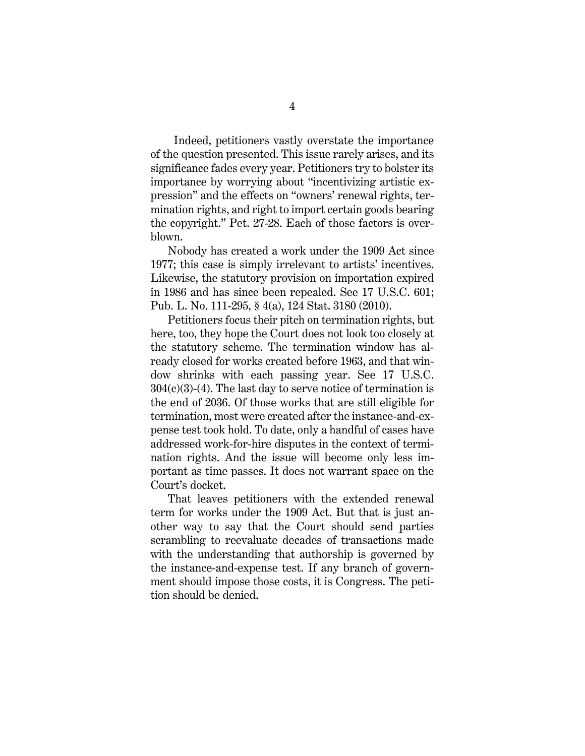Indeed, petitioners vastly overstate the importance of the question presented. This issue rarely arises, and its significance fades every year. Petitioners try to bolster its importance by worrying about "incentivizing artistic expression" and the effects on "owners' renewal rights, termination rights, and right to import certain goods bearing the copyright." Pet. 27-28. Each of those factors is overblown.

Nobody has created a work under the 1909 Act since 1977; this case is simply irrelevant to artists' incentives. Likewise, the statutory provision on importation expired in 1986 and has since been repealed. See 17 U.S.C. 601; Pub. L. No. 111-295, § 4(a), 124 Stat. 3180 (2010).

Petitioners focus their pitch on termination rights, but here, too, they hope the Court does not look too closely at the statutory scheme. The termination window has already closed for works created before 1963, and that window shrinks with each passing year. See 17 U.S.C. 304(c)(3)-(4). The last day to serve notice of termination is the end of 2036. Of those works that are still eligible for termination, most were created after the instance-and-expense test took hold. To date, only a handful of cases have addressed work-for-hire disputes in the context of termination rights. And the issue will become only less important as time passes. It does not warrant space on the Court's docket.

That leaves petitioners with the extended renewal term for works under the 1909 Act. But that is just another way to say that the Court should send parties scrambling to reevaluate decades of transactions made with the understanding that authorship is governed by the instance-and-expense test. If any branch of government should impose those costs, it is Congress. The petition should be denied.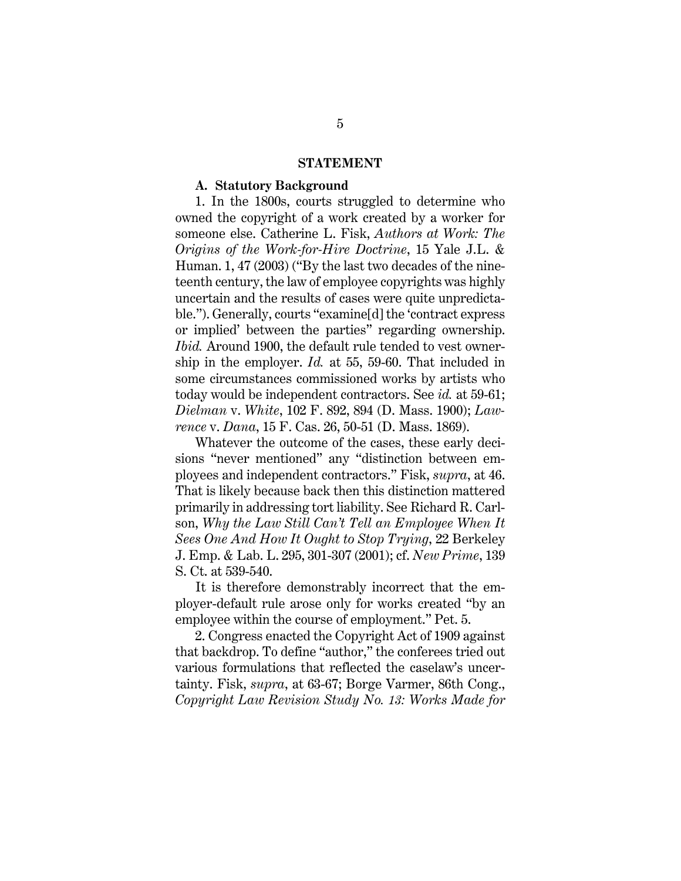## STATEMENT

### A. Statutory Background

1. In the 1800s, courts struggled to determine who owned the copyright of a work created by a worker for someone else. Catherine L. Fisk, *Authors at Work: The Origins of the Work-for-Hire Doctrine*, 15 Yale J.L. & Human. 1, 47 (2003) ("By the last two decades of the nineteenth century, the law of employee copyrights was highly uncertain and the results of cases were quite unpredictable."). Generally, courts "examine[d] the 'contract express or implied' between the parties" regarding ownership. *Ibid.* Around 1900, the default rule tended to vest ownership in the employer. *Id.* at 55, 59-60. That included in some circumstances commissioned works by artists who today would be independent contractors. See *id.* at 59-61; *Dielman* v. *White*, 102 F. 892, 894 (D. Mass. 1900); *Lawrence* v. *Dana*, 15 F. Cas. 26, 50-51 (D. Mass. 1869).

Whatever the outcome of the cases, these early decisions "never mentioned" any "distinction between employees and independent contractors." Fisk, *supra*, at 46. That is likely because back then this distinction mattered primarily in addressing tort liability. See Richard R. Carlson, *Why the Law Still Can't Tell an Employee When It Sees One And How It Ought to Stop Trying*, 22 Berkeley J. Emp. & Lab. L. 295, 301-307 (2001); cf. *New Prime*, 139 S. Ct. at 539-540.

It is therefore demonstrably incorrect that the employer-default rule arose only for works created "by an employee within the course of employment." Pet. 5.

2. Congress enacted the Copyright Act of 1909 against that backdrop. To define "author," the conferees tried out various formulations that reflected the caselaw's uncertainty. Fisk, *supra*, at 63-67; Borge Varmer, 86th Cong., *Copyright Law Revision Study No. 13: Works Made for*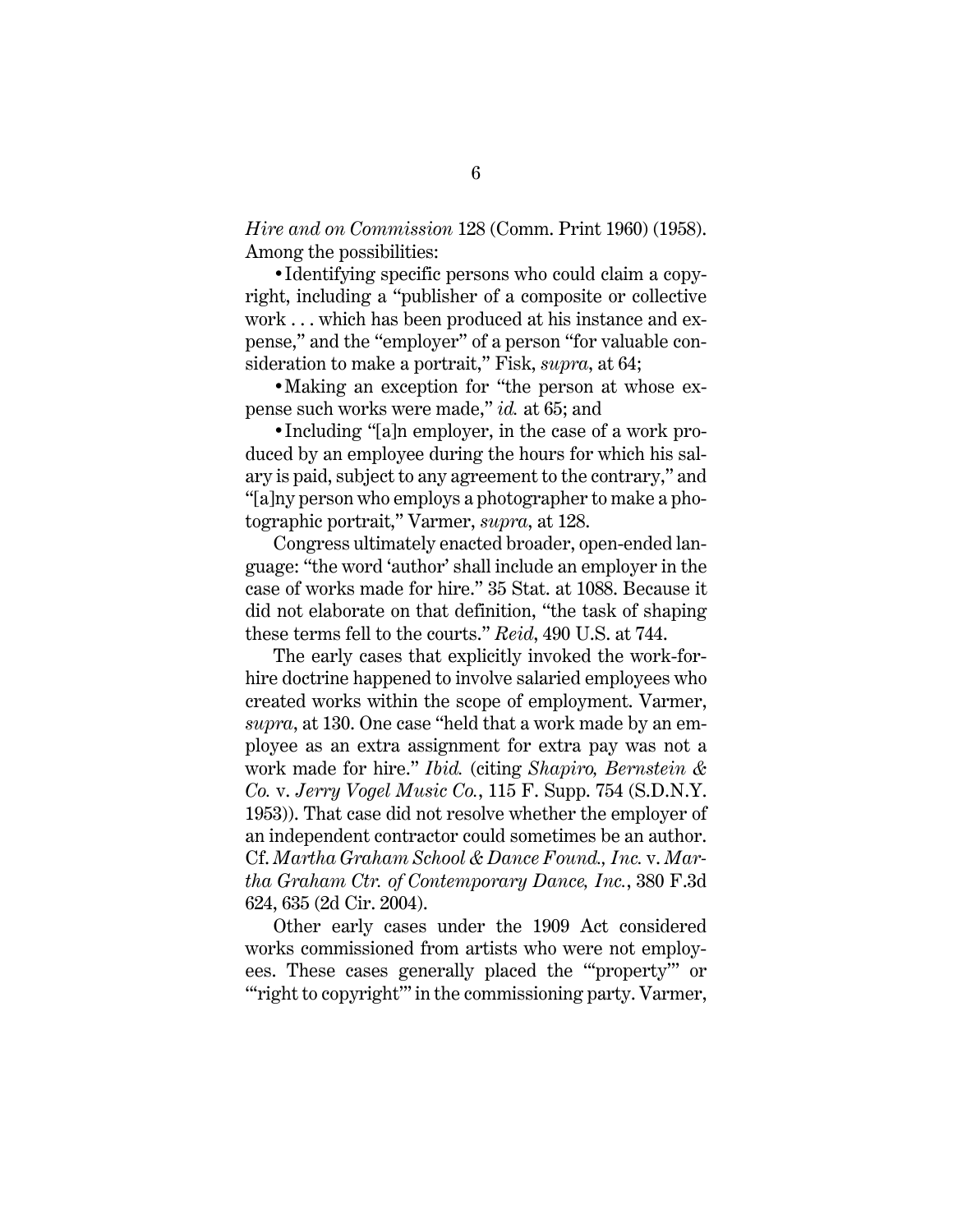*Hire and on Commission* 128 (Comm. Print 1960) (1958). Among the possibilities:

- Identifying specific persons who could claim a copyright, including a "publisher of a composite or collective work . . . which has been produced at his instance and expense," and the "employer" of a person "for valuable consideration to make a portrait," Fisk, *supra*, at 64;

- Making an exception for "the person at whose expense such works were made," *id.* at 65; and

- Including "[a]n employer, in the case of a work produced by an employee during the hours for which his salary is paid, subject to any agreement to the contrary," and "[a]ny person who employs a photographer to make a photographic portrait," Varmer, *supra*, at 128.

Congress ultimately enacted broader, open-ended language: "the word 'author' shall include an employer in the case of works made for hire." 35 Stat. at 1088. Because it did not elaborate on that definition, "the task of shaping these terms fell to the courts." *Reid*, 490 U.S. at 744.

The early cases that explicitly invoked the work-for-hire doctrine happened to involve salaried employees who created works within the scope of employment. Varmer, *supra*, at 130. One case "held that a work made by an employee as an extra assignment for extra pay was not a work made for hire." *Ibid.* (citing *Shapiro, Bernstein & Co.* v. *Jerry Vogel Music Co.*, 115 F. Supp. 754 (S.D.N.Y. 1953)). That case did not resolve whether the employer of an independent contractor could sometimes be an author. Cf. *Martha Graham School & Dance Found., Inc.* v. *Martha Graham Ctr. of Contemporary Dance, Inc.*, 380 F.3d 624, 635 (2d Cir. 2004).

Other early cases under the 1909 Act considered works commissioned from artists who were not employees. These cases generally placed the "'property'" or "'right to copyright'" in the commissioning party. Varmer,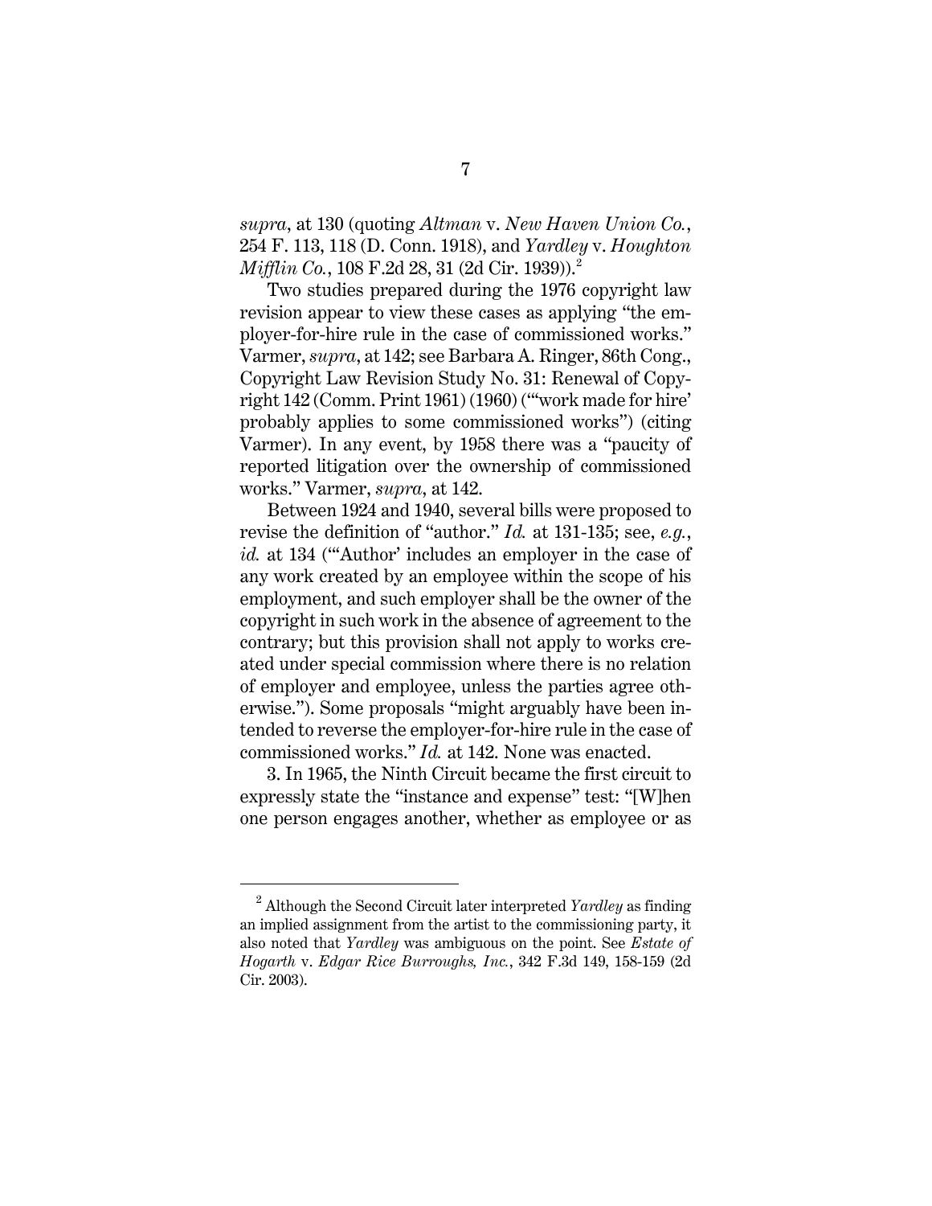*supra*, at 130 (quoting *Altman* v. *New Haven Union Co.*, 254 F. 113, 118 (D. Conn. 1918), and *Yardley* v. *Houghton Mifflin Co.*, 108 F.2d 28, 31 (2d Cir. 1939)).[2]

Two studies prepared during the 1976 copyright law revision appear to view these cases as applying "the employer-for-hire rule in the case of commissioned works." Varmer, *supra*, at 142; see Barbara A. Ringer, 86th Cong., Copyright Law Revision Study No. 31: Renewal of Copyright 142 (Comm. Print 1961) (1960) ("'work made for hire' probably applies to some commissioned works") (citing Varmer). In any event, by 1958 there was a "paucity of reported litigation over the ownership of commissioned works." Varmer, *supra*, at 142.

Between 1924 and 1940, several bills were proposed to revise the definition of "author." *Id.* at 131-135; see, *e.g.*, *id.* at 134 ("'Author' includes an employer in the case of any work created by an employee within the scope of his employment, and such employer shall be the owner of the copyright in such work in the absence of agreement to the contrary; but this provision shall not apply to works created under special commission where there is no relation of employer and employee, unless the parties agree otherwise."). Some proposals "might arguably have been intended to reverse the employer-for-hire rule in the case of commissioned works." *Id.* at 142. None was enacted.

3. In 1965, the Ninth Circuit became the first circuit to expressly state the "instance and expense" test: "[W]hen one person engages another, whether as employee or as

[2] Although the Second Circuit later interpreted *Yardley* as finding an implied assignment from the artist to the commissioning party, it also noted that *Yardley* was ambiguous on the point. See *Estate of Hogarth* v. *Edgar Rice Burroughs, Inc.*, 342 F.3d 149, 158-159 (2d Cir. 2003).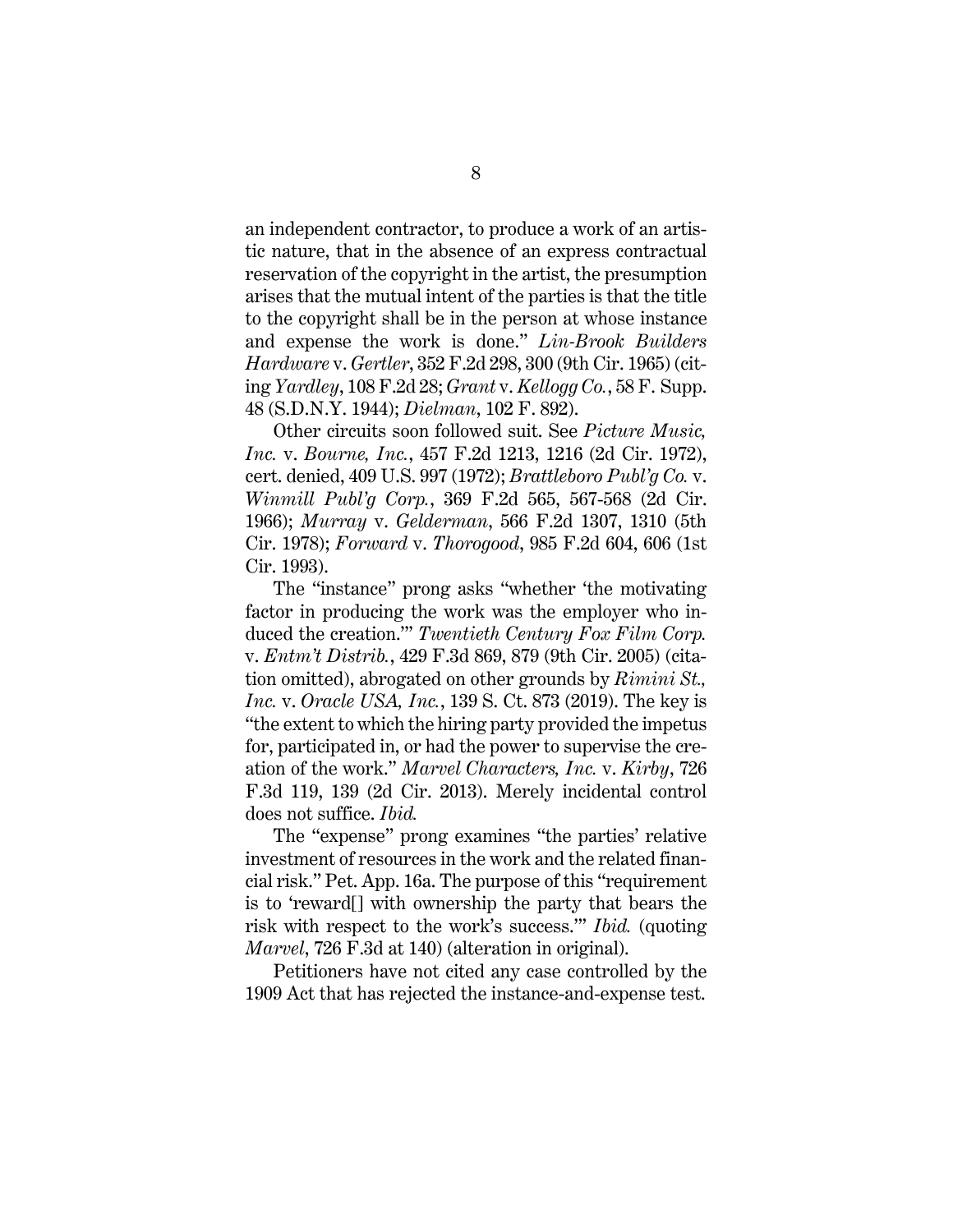an independent contractor, to produce a work of an artistic nature, that in the absence of an express contractual reservation of the copyright in the artist, the presumption arises that the mutual intent of the parties is that the title to the copyright shall be in the person at whose instance and expense the work is done." *Lin-Brook Builders Hardware* v. *Gertler*, 352 F.2d 298, 300 (9th Cir. 1965) (citing *Yardley*, 108 F.2d 28; *Grant* v. *Kellogg Co.*, 58 F. Supp. 48 (S.D.N.Y. 1944); *Dielman*, 102 F. 892).

Other circuits soon followed suit. See *Picture Music, Inc.* v. *Bourne, Inc.*, 457 F.2d 1213, 1216 (2d Cir. 1972), cert. denied, 409 U.S. 997 (1972); *Brattleboro Publ'g Co.* v. *Winmill Publ'g Corp.*, 369 F.2d 565, 567-568 (2d Cir. 1966); *Murray* v. *Gelderman*, 566 F.2d 1307, 1310 (5th Cir. 1978); *Forward* v. *Thorogood*, 985 F.2d 604, 606 (1st Cir. 1993).

The "instance" prong asks "whether 'the motivating factor in producing the work was the employer who induced the creation.'" *Twentieth Century Fox Film Corp.* v. *Entm't Distrib.*, 429 F.3d 869, 879 (9th Cir. 2005) (citation omitted), abrogated on other grounds by *Rimini St., Inc.* v. *Oracle USA, Inc.*, 139 S. Ct. 873 (2019). The key is "the extent to which the hiring party provided the impetus for, participated in, or had the power to supervise the creation of the work." *Marvel Characters, Inc.* v. *Kirby*, 726 F.3d 119, 139 (2d Cir. 2013). Merely incidental control does not suffice. *Ibid.*

The "expense" prong examines "the parties' relative investment of resources in the work and the related financial risk." Pet. App. 16a. The purpose of this "requirement is to 'reward[] with ownership the party that bears the risk with respect to the work's success.'" *Ibid.* (quoting *Marvel*, 726 F.3d at 140) (alteration in original).

Petitioners have not cited any case controlled by the 1909 Act that has rejected the instance-and-expense test.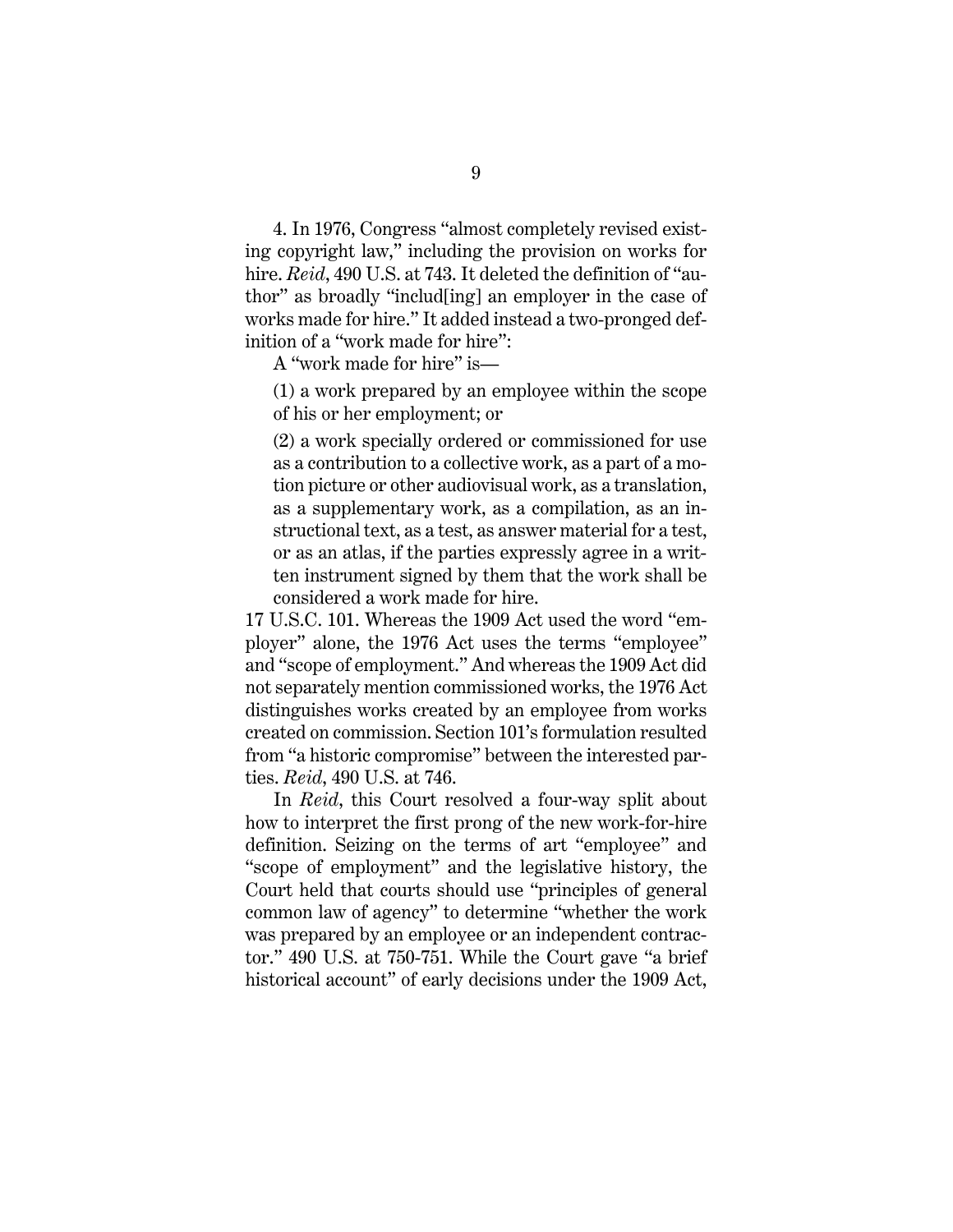4. In 1976, Congress "almost completely revised existing copyright law," including the provision on works for hire. *Reid*, 490 U.S. at 743. It deleted the definition of "author" as broadly "includ[ing] an employer in the case of works made for hire." It added instead a two-pronged definition of a "work made for hire":

> A "work made for hire" is—
>
> (1) a work prepared by an employee within the scope of his or her employment; or
>
> (2) a work specially ordered or commissioned for use as a contribution to a collective work, as a part of a motion picture or other audiovisual work, as a translation, as a supplementary work, as a compilation, as an instructional text, as a test, as answer material for a test, or as an atlas, if the parties expressly agree in a written instrument signed by them that the work shall be considered a work made for hire.

17 U.S.C. 101. Whereas the 1909 Act used the word "employer" alone, the 1976 Act uses the terms "employee" and "scope of employment." And whereas the 1909 Act did not separately mention commissioned works, the 1976 Act distinguishes works created by an employee from works created on commission. Section 101's formulation resulted from "a historic compromise" between the interested parties. *Reid*, 490 U.S. at 746.

In *Reid*, this Court resolved a four-way split about how to interpret the first prong of the new work-for-hire definition. Seizing on the terms of art "employee" and "scope of employment" and the legislative history, the Court held that courts should use "principles of general common law of agency" to determine "whether the work was prepared by an employee or an independent contractor." 490 U.S. at 750-751. While the Court gave "a brief historical account" of early decisions under the 1909 Act,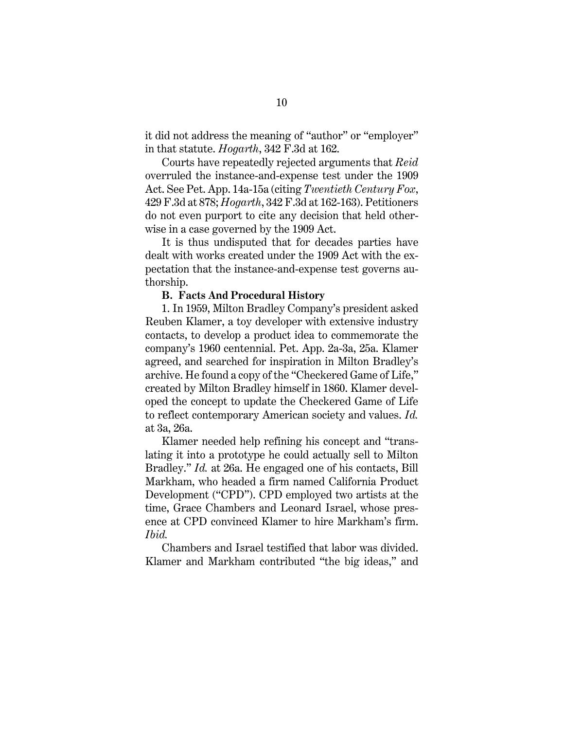it did not address the meaning of "author" or "employer" in that statute. *Hogarth*, 342 F.3d at 162.

Courts have repeatedly rejected arguments that *Reid* overruled the instance-and-expense test under the 1909 Act. See Pet. App. 14a-15a (citing *Twentieth Century Fox*, 429 F.3d at 878; *Hogarth*, 342 F.3d at 162-163). Petitioners do not even purport to cite any decision that held otherwise in a case governed by the 1909 Act.

It is thus undisputed that for decades parties have dealt with works created under the 1909 Act with the expectation that the instance-and-expense test governs authorship.

**B. Facts And Procedural History**

1. In 1959, Milton Bradley Company's president asked Reuben Klamer, a toy developer with extensive industry contacts, to develop a product idea to commemorate the company's 1960 centennial. Pet. App. 2a-3a, 25a. Klamer agreed, and searched for inspiration in Milton Bradley's archive. He found a copy of the "Checkered Game of Life," created by Milton Bradley himself in 1860. Klamer developed the concept to update the Checkered Game of Life to reflect contemporary American society and values. *Id.* at 3a, 26a.

Klamer needed help refining his concept and "translating it into a prototype he could actually sell to Milton Bradley." *Id.* at 26a. He engaged one of his contacts, Bill Markham, who headed a firm named California Product Development ("CPD"). CPD employed two artists at the time, Grace Chambers and Leonard Israel, whose presence at CPD convinced Klamer to hire Markham's firm. *Ibid.*

Chambers and Israel testified that labor was divided. Klamer and Markham contributed "the big ideas," and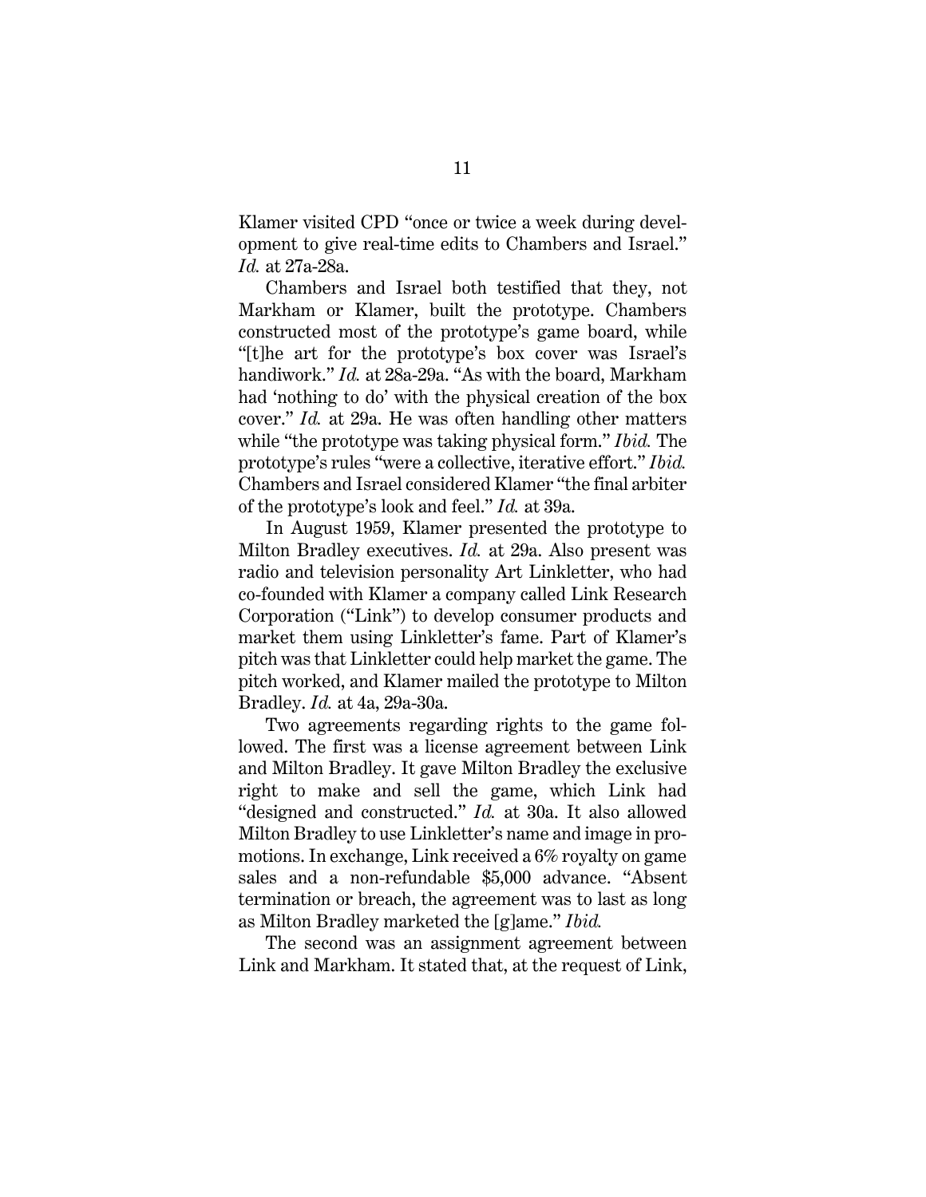Klamer visited CPD "once or twice a week during development to give real-time edits to Chambers and Israel." *Id.* at 27a-28a.

Chambers and Israel both testified that they, not Markham or Klamer, built the prototype. Chambers constructed most of the prototype's game board, while "[t]he art for the prototype's box cover was Israel's handiwork." *Id.* at 28a-29a. "As with the board, Markham had 'nothing to do' with the physical creation of the box cover." *Id.* at 29a. He was often handling other matters while "the prototype was taking physical form." *Ibid.* The prototype's rules "were a collective, iterative effort." *Ibid.* Chambers and Israel considered Klamer "the final arbiter of the prototype's look and feel." *Id.* at 39a.

In August 1959, Klamer presented the prototype to Milton Bradley executives. *Id.* at 29a. Also present was radio and television personality Art Linkletter, who had co-founded with Klamer a company called Link Research Corporation ("Link") to develop consumer products and market them using Linkletter's fame. Part of Klamer's pitch was that Linkletter could help market the game. The pitch worked, and Klamer mailed the prototype to Milton Bradley. *Id.* at 4a, 29a-30a.

Two agreements regarding rights to the game followed. The first was a license agreement between Link and Milton Bradley. It gave Milton Bradley the exclusive right to make and sell the game, which Link had "designed and constructed." *Id.* at 30a. It also allowed Milton Bradley to use Linkletter's name and image in promotions. In exchange, Link received a 6% royalty on game sales and a non-refundable $5,000 advance. "Absent termination or breach, the agreement was to last as long as Milton Bradley marketed the [g]ame." *Ibid.*

The second was an assignment agreement between Link and Markham. It stated that, at the request of Link,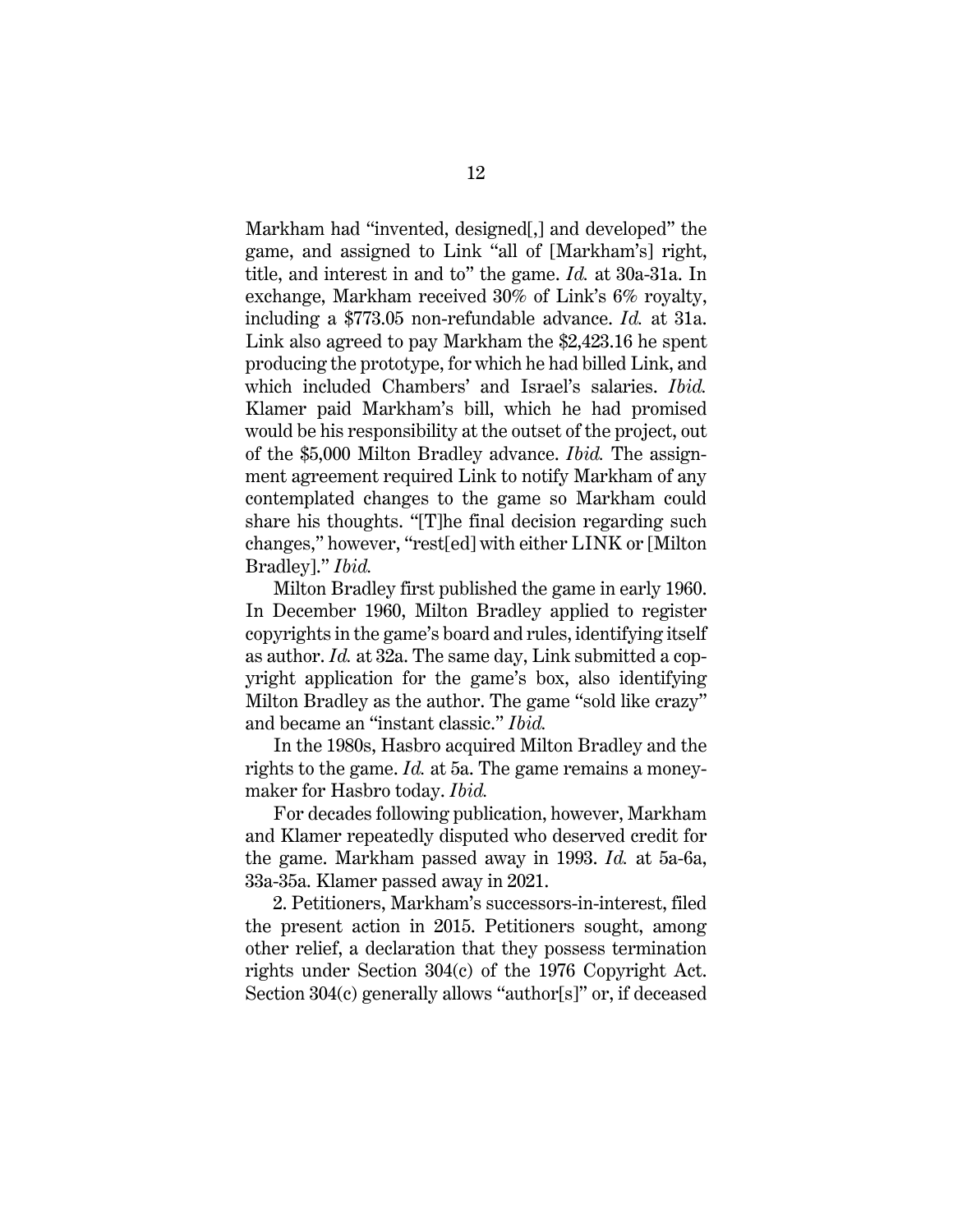Markham had "invented, designed[,] and developed" the game, and assigned to Link "all of [Markham's] right, title, and interest in and to" the game. *Id.* at 30a-31a. In exchange, Markham received 30% of Link's 6% royalty, including a $773.05 non-refundable advance. *Id.* at 31a. Link also agreed to pay Markham the $2,423.16 he spent producing the prototype, for which he had billed Link, and which included Chambers' and Israel's salaries. *Ibid.* Klamer paid Markham's bill, which he had promised would be his responsibility at the outset of the project, out of the $5,000 Milton Bradley advance. *Ibid.* The assignment agreement required Link to notify Markham of any contemplated changes to the game so Markham could share his thoughts. "[T]he final decision regarding such changes," however, "rest[ed] with either LINK or [Milton Bradley]." *Ibid.*

Milton Bradley first published the game in early 1960. In December 1960, Milton Bradley applied to register copyrights in the game's board and rules, identifying itself as author. *Id.* at 32a. The same day, Link submitted a copyright application for the game's box, also identifying Milton Bradley as the author. The game "sold like crazy" and became an "instant classic." *Ibid.*

In the 1980s, Hasbro acquired Milton Bradley and the rights to the game. *Id.* at 5a. The game remains a moneymaker for Hasbro today. *Ibid.*

For decades following publication, however, Markham and Klamer repeatedly disputed who deserved credit for the game. Markham passed away in 1993. *Id.* at 5a-6a, 33a-35a. Klamer passed away in 2021.

2. Petitioners, Markham's successors-in-interest, filed the present action in 2015. Petitioners sought, among other relief, a declaration that they possess termination rights under Section 304(c) of the 1976 Copyright Act. Section 304(c) generally allows "author[s]" or, if deceased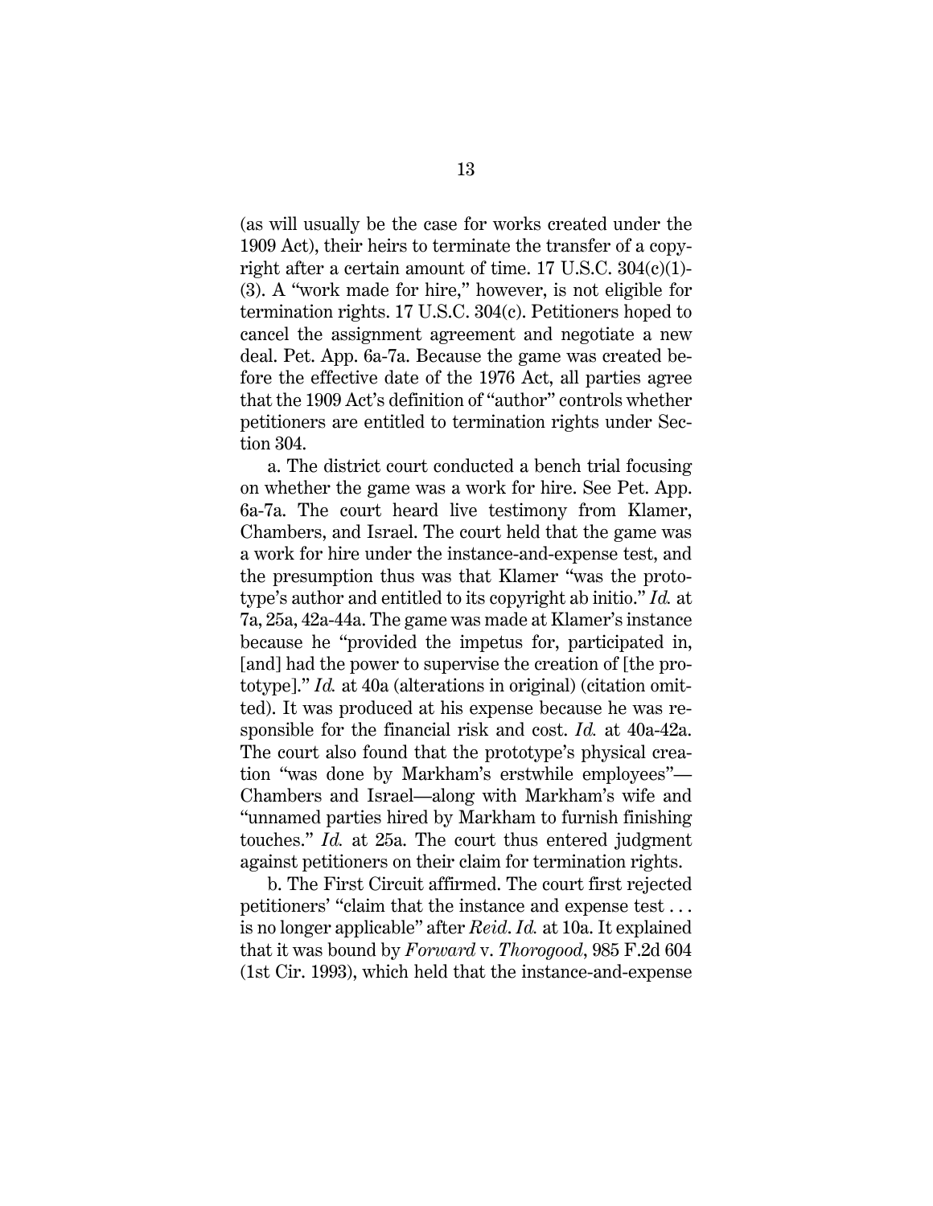(as will usually be the case for works created under the 1909 Act), their heirs to terminate the transfer of a copyright after a certain amount of time. 17 U.S.C. 304(c)(1)-(3). A "work made for hire," however, is not eligible for termination rights. 17 U.S.C. 304(c). Petitioners hoped to cancel the assignment agreement and negotiate a new deal. Pet. App. 6a-7a. Because the game was created before the effective date of the 1976 Act, all parties agree that the 1909 Act's definition of "author" controls whether petitioners are entitled to termination rights under Section 304.

a. The district court conducted a bench trial focusing on whether the game was a work for hire. See Pet. App. 6a-7a. The court heard live testimony from Klamer, Chambers, and Israel. The court held that the game was a work for hire under the instance-and-expense test, and the presumption thus was that Klamer "was the prototype's author and entitled to its copyright ab initio." *Id.* at 7a, 25a, 42a-44a. The game was made at Klamer's instance because he "provided the impetus for, participated in, [and] had the power to supervise the creation of [the prototype]." *Id.* at 40a (alterations in original) (citation omitted). It was produced at his expense because he was responsible for the financial risk and cost. *Id.* at 40a-42a. The court also found that the prototype's physical creation "was done by Markham's erstwhile employees"—Chambers and Israel—along with Markham's wife and "unnamed parties hired by Markham to furnish finishing touches." *Id.* at 25a. The court thus entered judgment against petitioners on their claim for termination rights.

b. The First Circuit affirmed. The court first rejected petitioners' "claim that the instance and expense test . . . is no longer applicable" after *Reid*. *Id.* at 10a. It explained that it was bound by *Forward* v. *Thorogood*, 985 F.2d 604 (1st Cir. 1993), which held that the instance-and-expense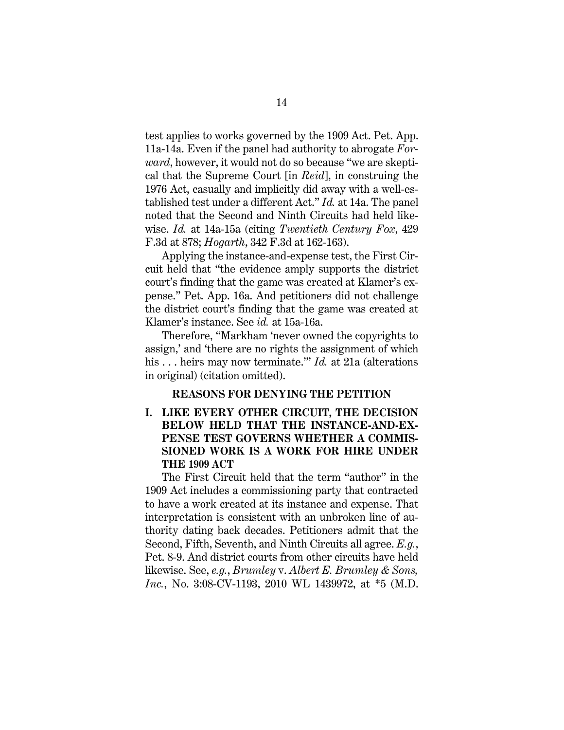test applies to works governed by the 1909 Act. Pet. App. 11a-14a. Even if the panel had authority to abrogate *Forward*, however, it would not do so because "we are skeptical that the Supreme Court [in *Reid*], in construing the 1976 Act, casually and implicitly did away with a well-established test under a different Act." *Id.* at 14a. The panel noted that the Second and Ninth Circuits had held likewise. *Id.* at 14a-15a (citing *Twentieth Century Fox*, 429 F.3d at 878; *Hogarth*, 342 F.3d at 162-163).

Applying the instance-and-expense test, the First Circuit held that "the evidence amply supports the district court's finding that the game was created at Klamer's expense." Pet. App. 16a. And petitioners did not challenge the district court's finding that the game was created at Klamer's instance. See *id.* at 15a-16a.

Therefore, "Markham 'never owned the copyrights to assign,' and 'there are no rights the assignment of which his . . . heirs may now terminate.'" *Id.* at 21a (alterations in original) (citation omitted).

## REASONS FOR DENYING THE PETITION

### I. LIKE EVERY OTHER CIRCUIT, THE DECISION BELOW HELD THAT THE INSTANCE-AND-EXPENSE TEST GOVERNS WHETHER A COMMISSIONED WORK IS A WORK FOR HIRE UNDER THE 1909 ACT

The First Circuit held that the term "author" in the 1909 Act includes a commissioning party that contracted to have a work created at its instance and expense. That interpretation is consistent with an unbroken line of authority dating back decades. Petitioners admit that the Second, Fifth, Seventh, and Ninth Circuits all agree. *E.g.*, Pet. 8-9. And district courts from other circuits have held likewise. See, *e.g.*, *Brumley* v. *Albert E. Brumley & Sons, Inc.*, No. 3:08-CV-1193, 2010 WL 1439972, at \*5 (M.D.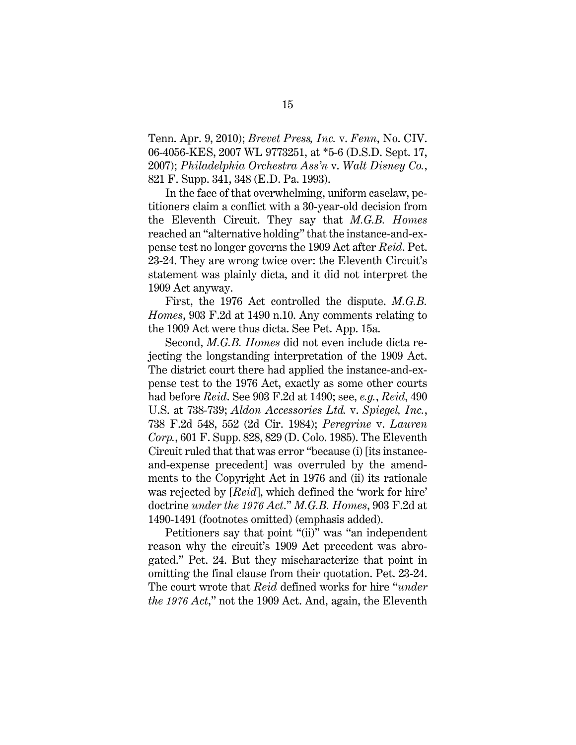Tenn. Apr. 9, 2010); *Brevet Press, Inc.* v. *Fenn*, No. CIV. 06-4056-KES, 2007 WL 9773251, at *5-6 (D.S.D. Sept. 17, 2007); *Philadelphia Orchestra Ass'n* v. *Walt Disney Co.*, 821 F. Supp. 341, 348 (E.D. Pa. 1993).

In the face of that overwhelming, uniform caselaw, petitioners claim a conflict with a 30-year-old decision from the Eleventh Circuit. They say that *M.G.B. Homes* reached an "alternative holding" that the instance-and-expense test no longer governs the 1909 Act after *Reid*. Pet. 23-24. They are wrong twice over: the Eleventh Circuit's statement was plainly dicta, and it did not interpret the 1909 Act anyway.

First, the 1976 Act controlled the dispute. *M.G.B. Homes*, 903 F.2d at 1490 n.10. Any comments relating to the 1909 Act were thus dicta. See Pet. App. 15a.

Second, *M.G.B. Homes* did not even include dicta rejecting the longstanding interpretation of the 1909 Act. The district court there had applied the instance-and-expense test to the 1976 Act, exactly as some other courts had before *Reid*. See 903 F.2d at 1490; see, *e.g.*, *Reid*, 490 U.S. at 738-739; *Aldon Accessories Ltd.* v. *Spiegel, Inc.*, 738 F.2d 548, 552 (2d Cir. 1984); *Peregrine* v. *Lauren Corp.*, 601 F. Supp. 828, 829 (D. Colo. 1985). The Eleventh Circuit ruled that that was error "because (i) [its instance-and-expense precedent] was overruled by the amendments to the Copyright Act in 1976 and (ii) its rationale was rejected by [*Reid*], which defined the 'work for hire' doctrine *under the 1976 Act*." *M.G.B. Homes*, 903 F.2d at 1490-1491 (footnotes omitted) (emphasis added).

Petitioners say that point "(ii)" was "an independent reason why the circuit's 1909 Act precedent was abrogated." Pet. 24. But they mischaracterize that point in omitting the final clause from their quotation. Pet. 23-24. The court wrote that *Reid* defined works for hire "*under the 1976 Act*," not the 1909 Act. And, again, the Eleventh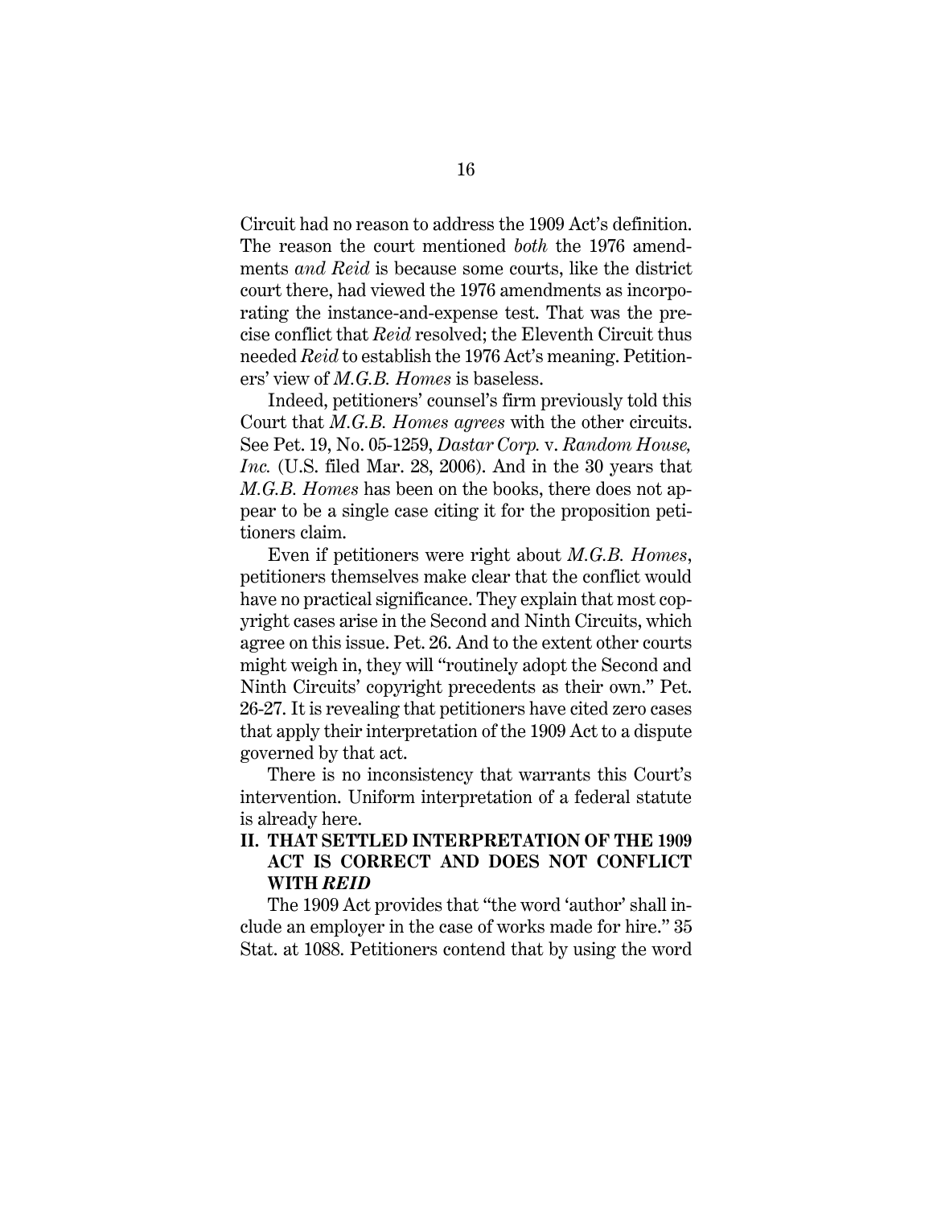Circuit had no reason to address the 1909 Act's definition. The reason the court mentioned *both* the 1976 amendments *and Reid* is because some courts, like the district court there, had viewed the 1976 amendments as incorporating the instance-and-expense test. That was the precise conflict that *Reid* resolved; the Eleventh Circuit thus needed *Reid* to establish the 1976 Act's meaning. Petitioners' view of *M.G.B. Homes* is baseless.

Indeed, petitioners' counsel's firm previously told this Court that *M.G.B. Homes agrees* with the other circuits. See Pet. 19, No. 05-1259, *Dastar Corp.* v. *Random House, Inc.* (U.S. filed Mar. 28, 2006). And in the 30 years that *M.G.B. Homes* has been on the books, there does not appear to be a single case citing it for the proposition petitioners claim.

Even if petitioners were right about *M.G.B. Homes*, petitioners themselves make clear that the conflict would have no practical significance. They explain that most copyright cases arise in the Second and Ninth Circuits, which agree on this issue. Pet. 26. And to the extent other courts might weigh in, they will "routinely adopt the Second and Ninth Circuits' copyright precedents as their own." Pet. 26-27. It is revealing that petitioners have cited zero cases that apply their interpretation of the 1909 Act to a dispute governed by that act.

There is no inconsistency that warrants this Court's intervention. Uniform interpretation of a federal statute is already here.

## II. THAT SETTLED INTERPRETATION OF THE 1909 ACT IS CORRECT AND DOES NOT CONFLICT WITH *REID*

The 1909 Act provides that "the word 'author' shall include an employer in the case of works made for hire." 35 Stat. at 1088. Petitioners contend that by using the word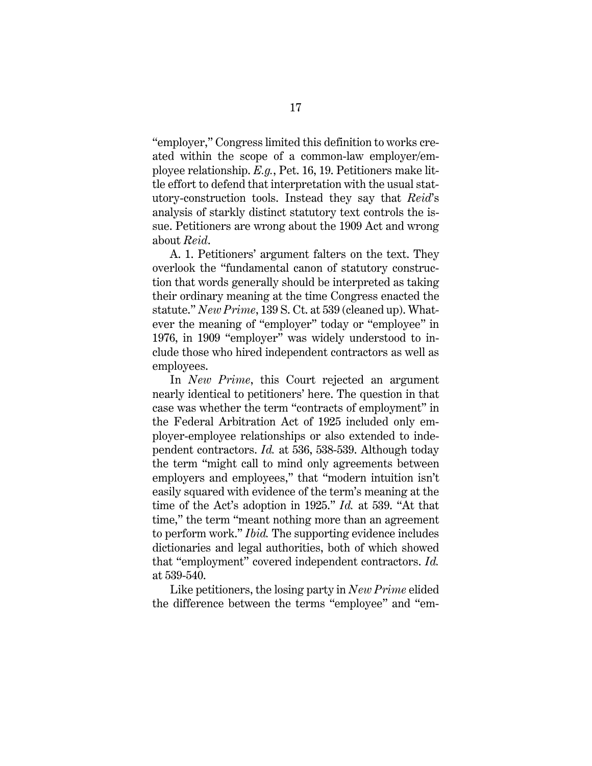"employer," Congress limited this definition to works created within the scope of a common-law employer/employee relationship. *E.g.*, Pet. 16, 19. Petitioners make little effort to defend that interpretation with the usual statutory-construction tools. Instead they say that *Reid*'s analysis of starkly distinct statutory text controls the issue. Petitioners are wrong about the 1909 Act and wrong about *Reid*.

A. 1. Petitioners' argument falters on the text. They overlook the "fundamental canon of statutory construction that words generally should be interpreted as taking their ordinary meaning at the time Congress enacted the statute." *New Prime*, 139 S. Ct. at 539 (cleaned up). Whatever the meaning of "employer" today or "employee" in 1976, in 1909 "employer" was widely understood to include those who hired independent contractors as well as employees.

In *New Prime*, this Court rejected an argument nearly identical to petitioners' here. The question in that case was whether the term "contracts of employment" in the Federal Arbitration Act of 1925 included only employer-employee relationships or also extended to independent contractors. *Id.* at 536, 538-539. Although today the term "might call to mind only agreements between employers and employees," that "modern intuition isn't easily squared with evidence of the term's meaning at the time of the Act's adoption in 1925." *Id.* at 539. "At that time," the term "meant nothing more than an agreement to perform work." *Ibid.* The supporting evidence includes dictionaries and legal authorities, both of which showed that "employment" covered independent contractors. *Id.* at 539-540.

Like petitioners, the losing party in *New Prime* elided the difference between the terms "employee" and "em-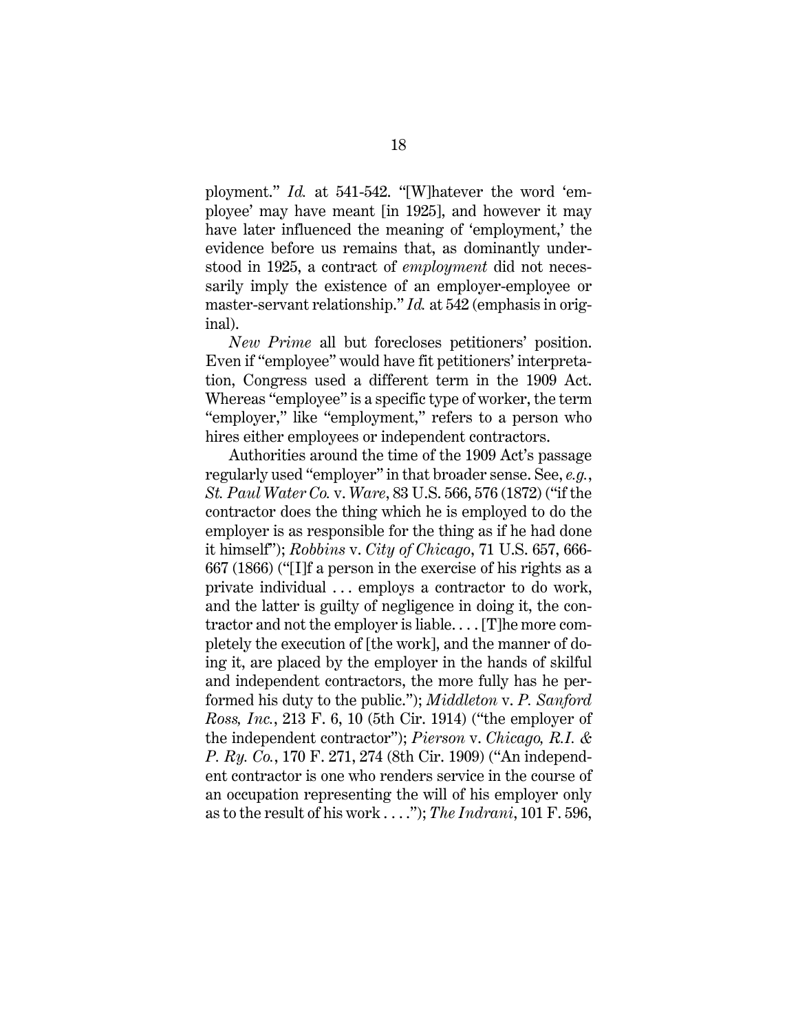ployment." *Id.* at 541-542. "[W]hatever the word 'employee' may have meant [in 1925], and however it may have later influenced the meaning of 'employment,' the evidence before us remains that, as dominantly understood in 1925, a contract of *employment* did not necessarily imply the existence of an employer-employee or master-servant relationship." *Id.* at 542 (emphasis in original).

*New Prime* all but forecloses petitioners' position. Even if "employee" would have fit petitioners' interpretation, Congress used a different term in the 1909 Act. Whereas "employee" is a specific type of worker, the term "employer," like "employment," refers to a person who hires either employees or independent contractors.

Authorities around the time of the 1909 Act's passage regularly used "employer" in that broader sense. See, *e.g.*, *St. Paul Water Co.* v. *Ware*, 83 U.S. 566, 576 (1872) ("if the contractor does the thing which he is employed to do the employer is as responsible for the thing as if he had done it himself"); *Robbins* v. *City of Chicago*, 71 U.S. 657, 666-667 (1866) ("[I]f a person in the exercise of his rights as a private individual . . . employs a contractor to do work, and the latter is guilty of negligence in doing it, the contractor and not the employer is liable. . . . [T]he more completely the execution of [the work], and the manner of doing it, are placed by the employer in the hands of skilful and independent contractors, the more fully has he performed his duty to the public."); *Middleton* v. *P. Sanford Ross, Inc.*, 213 F. 6, 10 (5th Cir. 1914) ("the employer of the independent contractor"); *Pierson* v. *Chicago, R.I. & P. Ry. Co.*, 170 F. 271, 274 (8th Cir. 1909) ("An independent contractor is one who renders service in the course of an occupation representing the will of his employer only as to the result of his work . . . ."); *The Indrani*, 101 F. 596,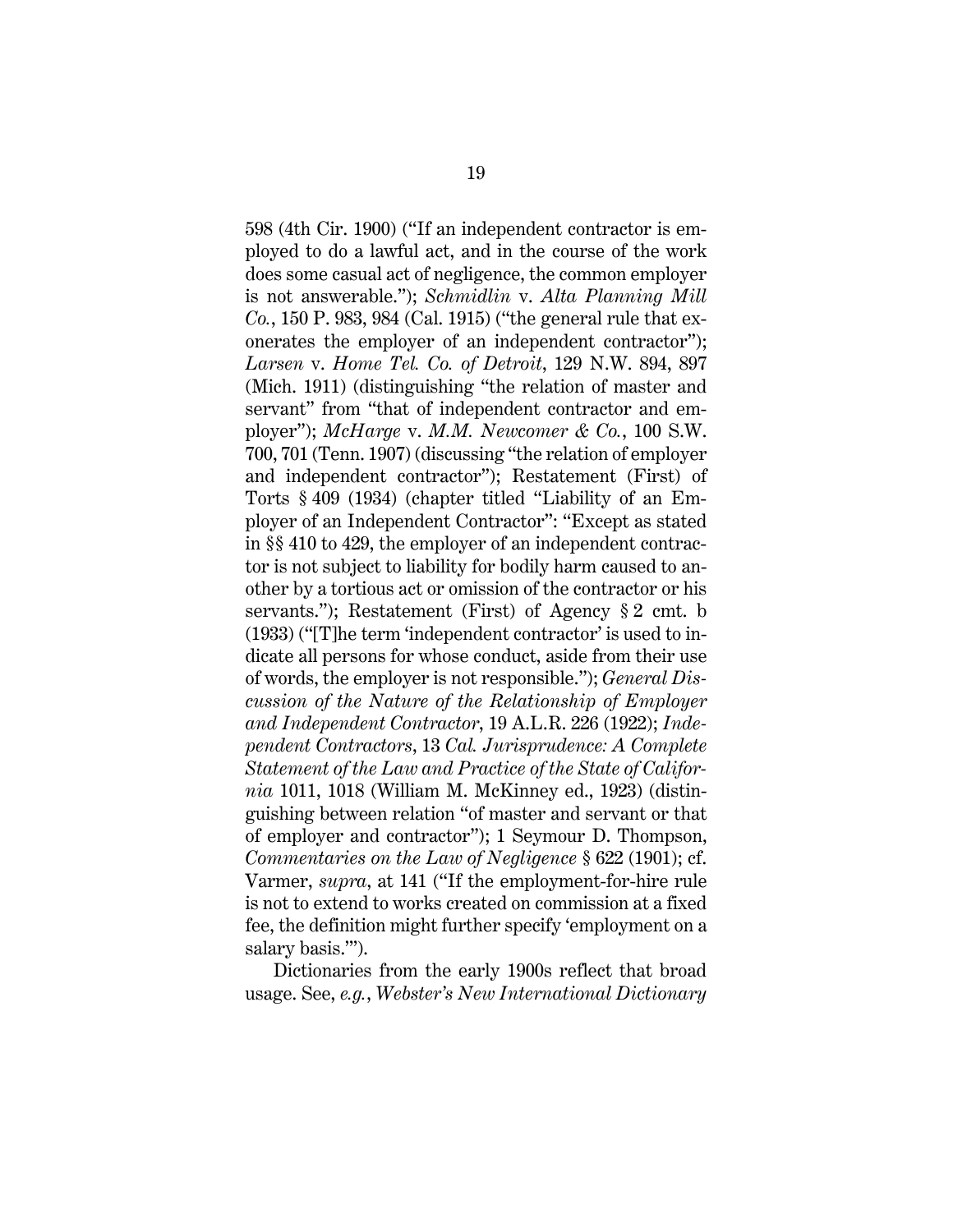598 (4th Cir. 1900) ("If an independent contractor is employed to do a lawful act, and in the course of the work does some casual act of negligence, the common employer is not answerable."); *Schmidlin* v. *Alta Planning Mill Co.*, 150 P. 983, 984 (Cal. 1915) ("the general rule that exonerates the employer of an independent contractor"); *Larsen* v. *Home Tel. Co. of Detroit*, 129 N.W. 894, 897 (Mich. 1911) (distinguishing "the relation of master and servant" from "that of independent contractor and employer"); *McHarge* v. *M.M. Newcomer & Co.*, 100 S.W. 700, 701 (Tenn. 1907) (discussing "the relation of employer and independent contractor"); Restatement (First) of Torts § 409 (1934) (chapter titled "Liability of an Employer of an Independent Contractor": "Except as stated in §§ 410 to 429, the employer of an independent contractor is not subject to liability for bodily harm caused to another by a tortious act or omission of the contractor or his servants."); Restatement (First) of Agency § 2 cmt. b (1933) ("[T]he term 'independent contractor' is used to indicate all persons for whose conduct, aside from their use of words, the employer is not responsible."); *General Discussion of the Nature of the Relationship of Employer and Independent Contractor*, 19 A.L.R. 226 (1922); *Independent Contractors*, 13 *Cal. Jurisprudence: A Complete Statement of the Law and Practice of the State of California* 1011, 1018 (William M. McKinney ed., 1923) (distinguishing between relation "of master and servant or that of employer and contractor"); 1 Seymour D. Thompson, *Commentaries on the Law of Negligence* § 622 (1901); cf. Varmer, *supra*, at 141 ("If the employment-for-hire rule is not to extend to works created on commission at a fixed fee, the definition might further specify 'employment on a salary basis.'").

Dictionaries from the early 1900s reflect that broad usage. See, *e.g.*, *Webster's New International Dictionary*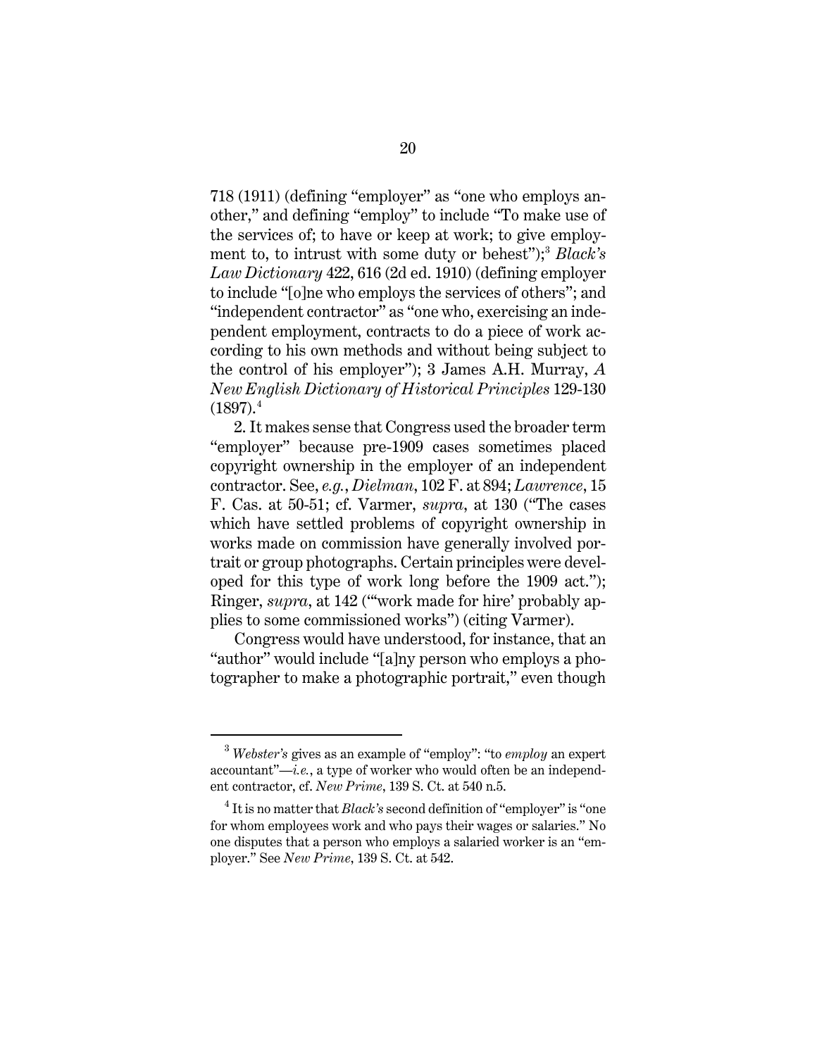718 (1911) (defining "employer" as "one who employs another," and defining "employ" to include "To make use of the services of; to have or keep at work; to give employment to, to intrust with some duty or behest");[3] *Black's Law Dictionary* 422, 616 (2d ed. 1910) (defining employer to include "[o]ne who employs the services of others"; and "independent contractor" as "one who, exercising an independent employment, contracts to do a piece of work according to his own methods and without being subject to the control of his employer"); 3 James A.H. Murray, *A New English Dictionary of Historical Principles* 129-130 (1897).[4]

2. It makes sense that Congress used the broader term "employer" because pre-1909 cases sometimes placed copyright ownership in the employer of an independent contractor. See, *e.g.*, *Dielman*, 102 F. at 894; *Lawrence*, 15 F. Cas. at 50-51; cf. Varmer, *supra*, at 130 ("The cases which have settled problems of copyright ownership in works made on commission have generally involved portrait or group photographs. Certain principles were developed for this type of work long before the 1909 act."); Ringer, *supra*, at 142 ("'work made for hire' probably applies to some commissioned works") (citing Varmer).

Congress would have understood, for instance, that an "author" would include "[a]ny person who employs a photographer to make a photographic portrait," even though

---

[3] *Webster's* gives as an example of "employ": "to *employ* an expert accountant"—*i.e.*, a type of worker who would often be an independent contractor, cf. *New Prime*, 139 S. Ct. at 540 n.5.

[4] It is no matter that *Black's* second definition of "employer" is "one for whom employees work and who pays their wages or salaries." No one disputes that a person who employs a salaried worker is an "employer." See *New Prime*, 139 S. Ct. at 542.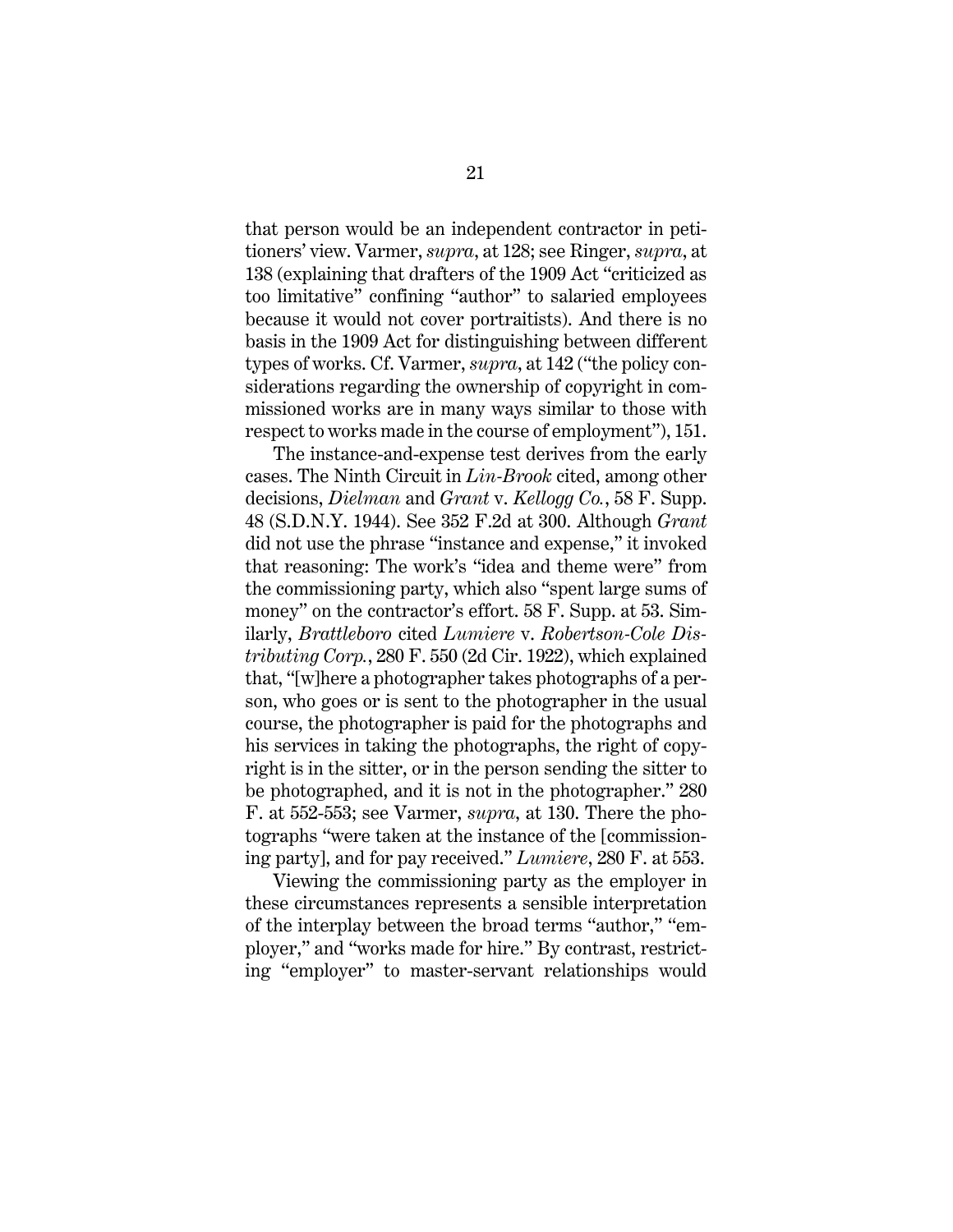that person would be an independent contractor in petitioners' view. Varmer, *supra*, at 128; see Ringer, *supra*, at 138 (explaining that drafters of the 1909 Act "criticized as too limitative" confining "author" to salaried employees because it would not cover portraitists). And there is no basis in the 1909 Act for distinguishing between different types of works. Cf. Varmer, *supra*, at 142 ("the policy considerations regarding the ownership of copyright in commissioned works are in many ways similar to those with respect to works made in the course of employment"), 151.

The instance-and-expense test derives from the early cases. The Ninth Circuit in *Lin-Brook* cited, among other decisions, *Dielman* and *Grant* v. *Kellogg Co.*, 58 F. Supp. 48 (S.D.N.Y. 1944). See 352 F.2d at 300. Although *Grant* did not use the phrase "instance and expense," it invoked that reasoning: The work's "idea and theme were" from the commissioning party, which also "spent large sums of money" on the contractor's effort. 58 F. Supp. at 53. Similarly, *Brattleboro* cited *Lumiere* v. *Robertson-Cole Distributing Corp.*, 280 F. 550 (2d Cir. 1922), which explained that, "[w]here a photographer takes photographs of a person, who goes or is sent to the photographer in the usual course, the photographer is paid for the photographs and his services in taking the photographs, the right of copyright is in the sitter, or in the person sending the sitter to be photographed, and it is not in the photographer." 280 F. at 552-553; see Varmer, *supra*, at 130. There the photographs "were taken at the instance of the [commissioning party], and for pay received." *Lumiere*, 280 F. at 553.

Viewing the commissioning party as the employer in these circumstances represents a sensible interpretation of the interplay between the broad terms "author," "employer," and "works made for hire." By contrast, restricting "employer" to master-servant relationships would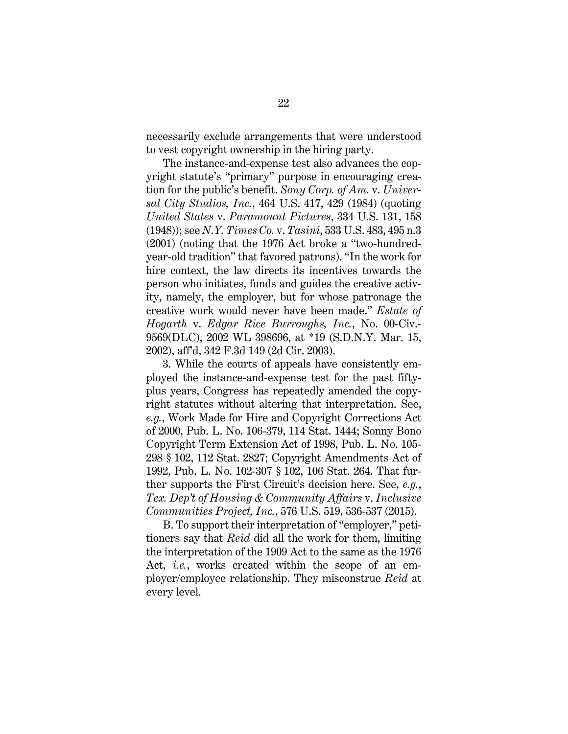necessarily exclude arrangements that were understood to vest copyright ownership in the hiring party.

The instance-and-expense test also advances the copyright statute's "primary" purpose in encouraging creation for the public's benefit. *Sony Corp. of Am.* v. *Universal City Studios, Inc.*, 464 U.S. 417, 429 (1984) (quoting *United States* v. *Paramount Pictures*, 334 U.S. 131, 158 (1948)); see *N.Y. Times Co.* v. *Tasini*, 533 U.S. 483, 495 n.3 (2001) (noting that the 1976 Act broke a "two-hundred-year-old tradition" that favored patrons). "In the work for hire context, the law directs its incentives towards the person who initiates, funds and guides the creative activity, namely, the employer, but for whose patronage the creative work would never have been made." *Estate of Hogarth* v. *Edgar Rice Burroughs, Inc.*, No. 00-Civ.-9569(DLC), 2002 WL 398696, at *19 (S.D.N.Y. Mar. 15, 2002), aff'd, 342 F.3d 149 (2d Cir. 2003).

3. While the courts of appeals have consistently employed the instance-and-expense test for the past fifty-plus years, Congress has repeatedly amended the copyright statutes without altering that interpretation. See, *e.g.*, Work Made for Hire and Copyright Corrections Act of 2000, Pub. L. No. 106-379, 114 Stat. 1444; Sonny Bono Copyright Term Extension Act of 1998, Pub. L. No. 105-298 § 102, 112 Stat. 2827; Copyright Amendments Act of 1992, Pub. L. No. 102-307 § 102, 106 Stat. 264. That further supports the First Circuit's decision here. See, *e.g.*, *Tex. Dep't of Housing & Community Affairs* v. *Inclusive Communities Project, Inc.*, 576 U.S. 519, 536-537 (2015).

B. To support their interpretation of "employer," petitioners say that *Reid* did all the work for them, limiting the interpretation of the 1909 Act to the same as the 1976 Act, *i.e.*, works created within the scope of an employer/employee relationship. They misconstrue *Reid* at every level.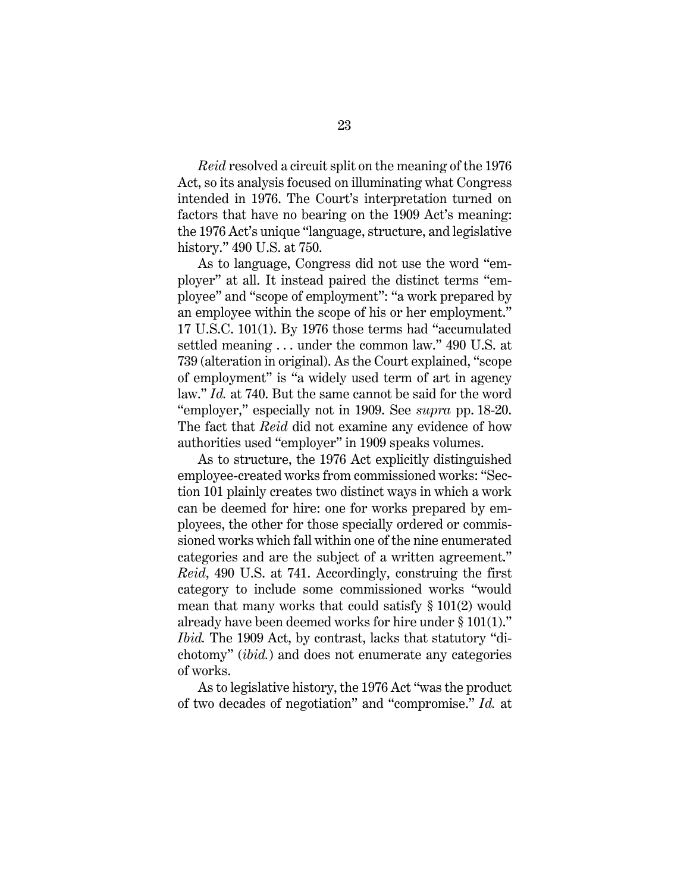*Reid* resolved a circuit split on the meaning of the 1976 Act, so its analysis focused on illuminating what Congress intended in 1976. The Court's interpretation turned on factors that have no bearing on the 1909 Act's meaning: the 1976 Act's unique "language, structure, and legislative history." 490 U.S. at 750.

As to language, Congress did not use the word "employer" at all. It instead paired the distinct terms "employee" and "scope of employment": "a work prepared by an employee within the scope of his or her employment." 17 U.S.C. 101(1). By 1976 those terms had "accumulated settled meaning . . . under the common law." 490 U.S. at 739 (alteration in original). As the Court explained, "scope of employment" is "a widely used term of art in agency law." *Id.* at 740. But the same cannot be said for the word "employer," especially not in 1909. See *supra* pp. 18-20. The fact that *Reid* did not examine any evidence of how authorities used "employer" in 1909 speaks volumes.

As to structure, the 1976 Act explicitly distinguished employee-created works from commissioned works: "Section 101 plainly creates two distinct ways in which a work can be deemed for hire: one for works prepared by employees, the other for those specially ordered or commissioned works which fall within one of the nine enumerated categories and are the subject of a written agreement." *Reid*, 490 U.S. at 741. Accordingly, construing the first category to include some commissioned works "would mean that many works that could satisfy § 101(2) would already have been deemed works for hire under § 101(1)." *Ibid.* The 1909 Act, by contrast, lacks that statutory "dichotomy" (*ibid.*) and does not enumerate any categories of works.

As to legislative history, the 1976 Act "was the product of two decades of negotiation" and "compromise." *Id.* at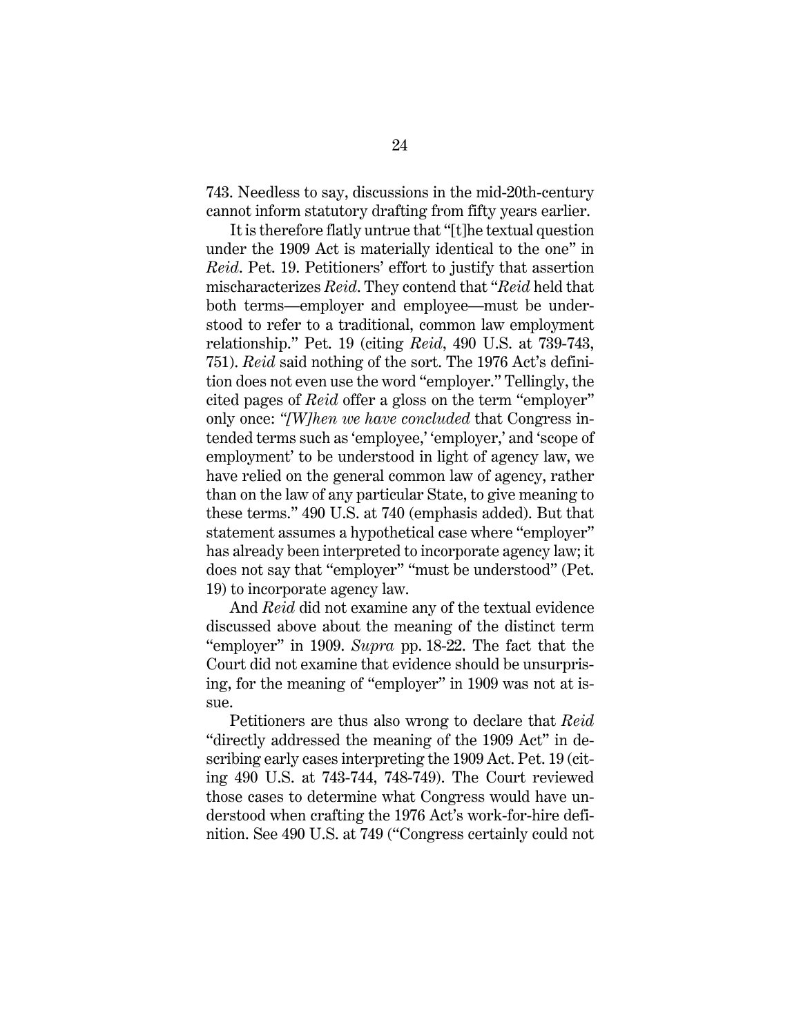743. Needless to say, discussions in the mid-20th-century cannot inform statutory drafting from fifty years earlier.

It is therefore flatly untrue that "[t]he textual question under the 1909 Act is materially identical to the one" in *Reid*. Pet. 19. Petitioners' effort to justify that assertion mischaracterizes *Reid*. They contend that "*Reid* held that both terms—employer and employee—must be understood to refer to a traditional, common law employment relationship." Pet. 19 (citing *Reid*, 490 U.S. at 739-743, 751). *Reid* said nothing of the sort. The 1976 Act's definition does not even use the word "employer." Tellingly, the cited pages of *Reid* offer a gloss on the term "employer" only once: *"[W]hen we have concluded* that Congress intended terms such as 'employee,' 'employer,' and 'scope of employment' to be understood in light of agency law, we have relied on the general common law of agency, rather than on the law of any particular State, to give meaning to these terms." 490 U.S. at 740 (emphasis added). But that statement assumes a hypothetical case where "employer" has already been interpreted to incorporate agency law; it does not say that "employer" "must be understood" (Pet. 19) to incorporate agency law.

And *Reid* did not examine any of the textual evidence discussed above about the meaning of the distinct term "employer" in 1909. *Supra* pp. 18-22. The fact that the Court did not examine that evidence should be unsurprising, for the meaning of "employer" in 1909 was not at issue.

Petitioners are thus also wrong to declare that *Reid* "directly addressed the meaning of the 1909 Act" in describing early cases interpreting the 1909 Act. Pet. 19 (citing 490 U.S. at 743-744, 748-749). The Court reviewed those cases to determine what Congress would have understood when crafting the 1976 Act's work-for-hire definition. See 490 U.S. at 749 ("Congress certainly could not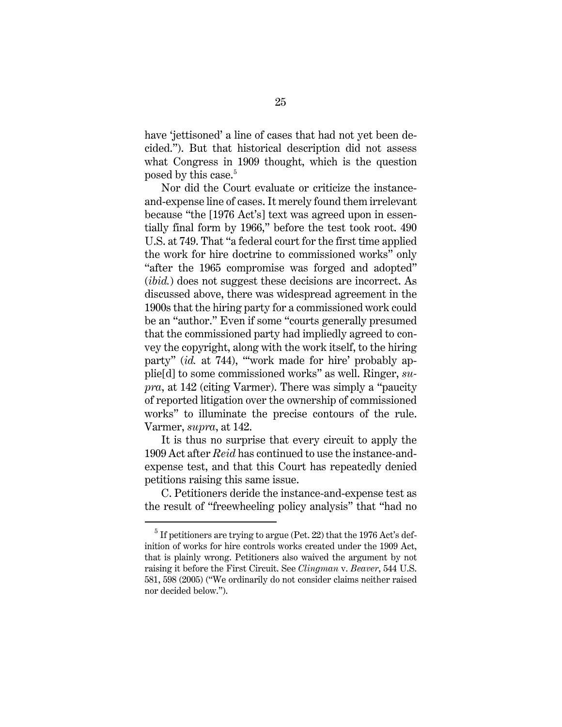have 'jettisoned' a line of cases that had not yet been decided."). But that historical description did not assess what Congress in 1909 thought, which is the question posed by this case.[5]

Nor did the Court evaluate or criticize the instance-and-expense line of cases. It merely found them irrelevant because "the [1976 Act's] text was agreed upon in essentially final form by 1966," before the test took root. 490 U.S. at 749. That "a federal court for the first time applied the work for hire doctrine to commissioned works" only "after the 1965 compromise was forged and adopted" (*ibid.*) does not suggest these decisions are incorrect. As discussed above, there was widespread agreement in the 1900s that the hiring party for a commissioned work could be an "author." Even if some "courts generally presumed that the commissioned party had impliedly agreed to convey the copyright, along with the work itself, to the hiring party" (*id.* at 744), "'work made for hire' probably applie[d] to some commissioned works" as well. Ringer, *supra*, at 142 (citing Varmer). There was simply a "paucity of reported litigation over the ownership of commissioned works" to illuminate the precise contours of the rule. Varmer, *supra*, at 142.

It is thus no surprise that every circuit to apply the 1909 Act after *Reid* has continued to use the instance-and-expense test, and that this Court has repeatedly denied petitions raising this same issue.

C. Petitioners deride the instance-and-expense test as the result of "freewheeling policy analysis" that "had no

[5] If petitioners are trying to argue (Pet. 22) that the 1976 Act's definition of works for hire controls works created under the 1909 Act, that is plainly wrong. Petitioners also waived the argument by not raising it before the First Circuit. See *Clingman* v. *Beaver*, 544 U.S. 581, 598 (2005) ("We ordinarily do not consider claims neither raised nor decided below.").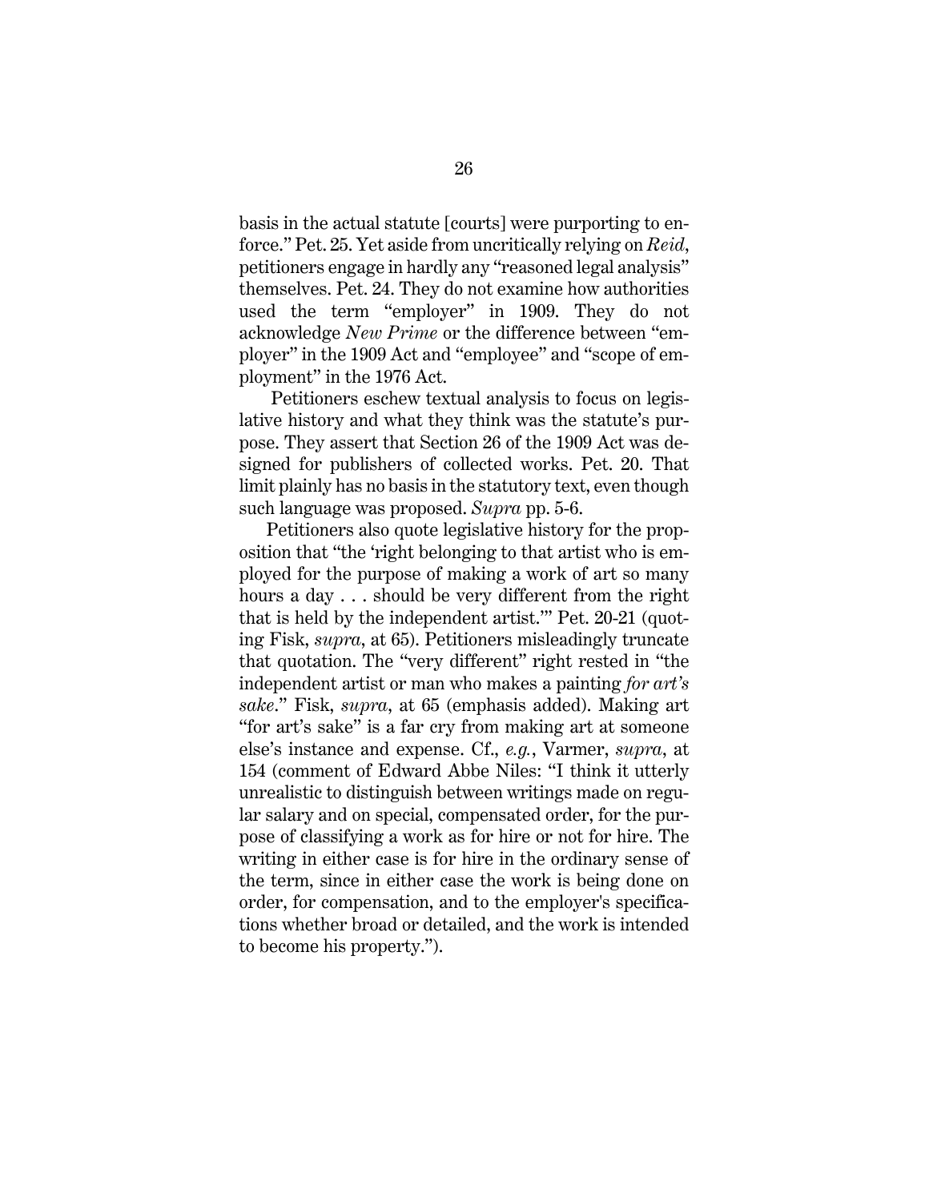basis in the actual statute [courts] were purporting to enforce." Pet. 25. Yet aside from uncritically relying on *Reid*, petitioners engage in hardly any "reasoned legal analysis" themselves. Pet. 24. They do not examine how authorities used the term "employer" in 1909. They do not acknowledge *New Prime* or the difference between "employer" in the 1909 Act and "employee" and "scope of employment" in the 1976 Act.

Petitioners eschew textual analysis to focus on legislative history and what they think was the statute's purpose. They assert that Section 26 of the 1909 Act was designed for publishers of collected works. Pet. 20. That limit plainly has no basis in the statutory text, even though such language was proposed. *Supra* pp. 5-6.

Petitioners also quote legislative history for the proposition that "the 'right belonging to that artist who is employed for the purpose of making a work of art so many hours a day . . . should be very different from the right that is held by the independent artist.'" Pet. 20-21 (quoting Fisk, *supra*, at 65). Petitioners misleadingly truncate that quotation. The "very different" right rested in "the independent artist or man who makes a painting *for art's sake*." Fisk, *supra*, at 65 (emphasis added). Making art "for art's sake" is a far cry from making art at someone else's instance and expense. Cf., *e.g.*, Varmer, *supra*, at 154 (comment of Edward Abbe Niles: "I think it utterly unrealistic to distinguish between writings made on regular salary and on special, compensated order, for the purpose of classifying a work as for hire or not for hire. The writing in either case is for hire in the ordinary sense of the term, since in either case the work is being done on order, for compensation, and to the employer's specifications whether broad or detailed, and the work is intended to become his property.").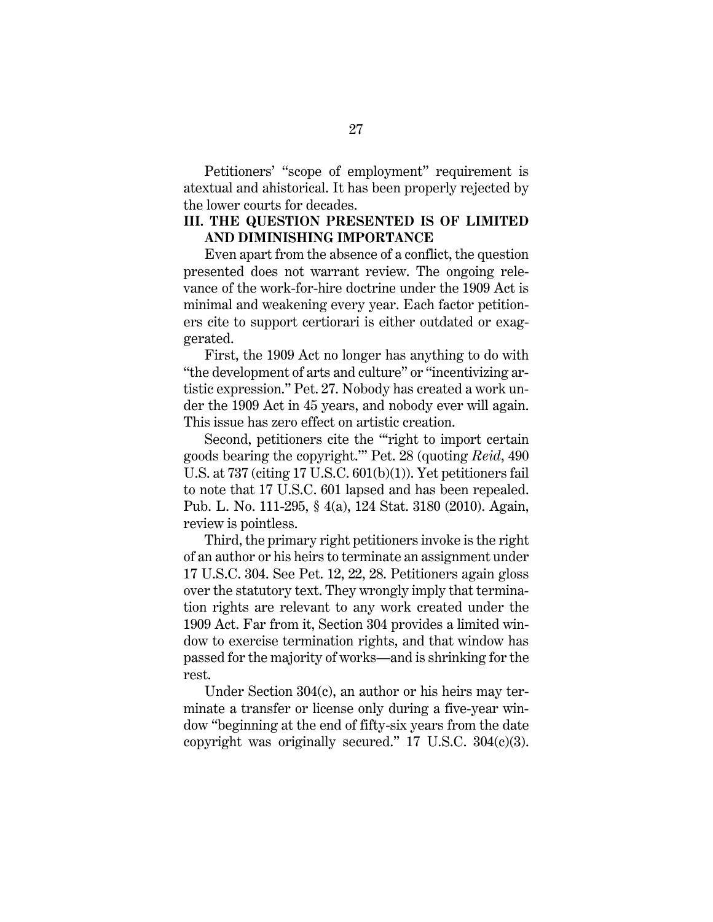Petitioners' "scope of employment" requirement is atextual and ahistorical. It has been properly rejected by the lower courts for decades.

## III. THE QUESTION PRESENTED IS OF LIMITED AND DIMINISHING IMPORTANCE

Even apart from the absence of a conflict, the question presented does not warrant review. The ongoing relevance of the work-for-hire doctrine under the 1909 Act is minimal and weakening every year. Each factor petitioners cite to support certiorari is either outdated or exaggerated.

First, the 1909 Act no longer has anything to do with "the development of arts and culture" or "incentivizing artistic expression." Pet. 27. Nobody has created a work under the 1909 Act in 45 years, and nobody ever will again. This issue has zero effect on artistic creation.

Second, petitioners cite the "'right to import certain goods bearing the copyright.'" Pet. 28 (quoting *Reid*, 490 U.S. at 737 (citing 17 U.S.C. 601(b)(1)). Yet petitioners fail to note that 17 U.S.C. 601 lapsed and has been repealed. Pub. L. No. 111-295, § 4(a), 124 Stat. 3180 (2010). Again, review is pointless.

Third, the primary right petitioners invoke is the right of an author or his heirs to terminate an assignment under 17 U.S.C. 304. See Pet. 12, 22, 28. Petitioners again gloss over the statutory text. They wrongly imply that termination rights are relevant to any work created under the 1909 Act. Far from it, Section 304 provides a limited window to exercise termination rights, and that window has passed for the majority of works—and is shrinking for the rest.

Under Section 304(c), an author or his heirs may terminate a transfer or license only during a five-year window "beginning at the end of fifty-six years from the date copyright was originally secured." 17 U.S.C. 304(c)(3).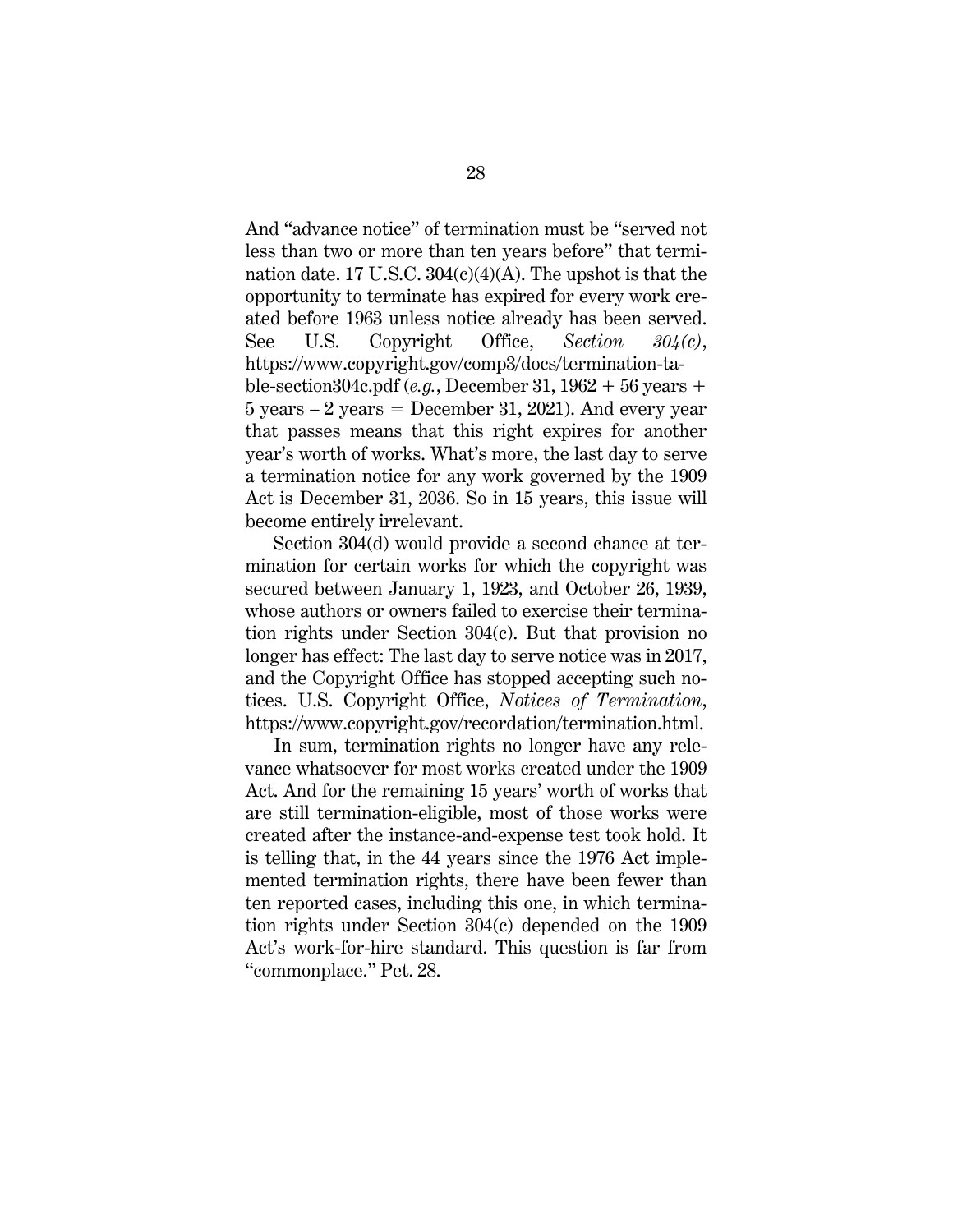And "advance notice" of termination must be "served not less than two or more than ten years before" that termination date. 17 U.S.C. 304(c)(4)(A). The upshot is that the opportunity to terminate has expired for every work created before 1963 unless notice already has been served. See U.S. Copyright Office, *Section 304(c)*, https://www.copyright.gov/comp3/docs/termination-table-section304c.pdf (*e.g.*, December 31, 1962 + 56 years + 5 years – 2 years = December 31, 2021). And every year that passes means that this right expires for another year's worth of works. What's more, the last day to serve a termination notice for any work governed by the 1909 Act is December 31, 2036. So in 15 years, this issue will become entirely irrelevant.

Section 304(d) would provide a second chance at termination for certain works for which the copyright was secured between January 1, 1923, and October 26, 1939, whose authors or owners failed to exercise their termination rights under Section 304(c). But that provision no longer has effect: The last day to serve notice was in 2017, and the Copyright Office has stopped accepting such notices. U.S. Copyright Office, *Notices of Termination*, https://www.copyright.gov/recordation/termination.html.

In sum, termination rights no longer have any relevance whatsoever for most works created under the 1909 Act. And for the remaining 15 years' worth of works that are still termination-eligible, most of those works were created after the instance-and-expense test took hold. It is telling that, in the 44 years since the 1976 Act implemented termination rights, there have been fewer than ten reported cases, including this one, in which termination rights under Section 304(c) depended on the 1909 Act's work-for-hire standard. This question is far from "commonplace." Pet. 28.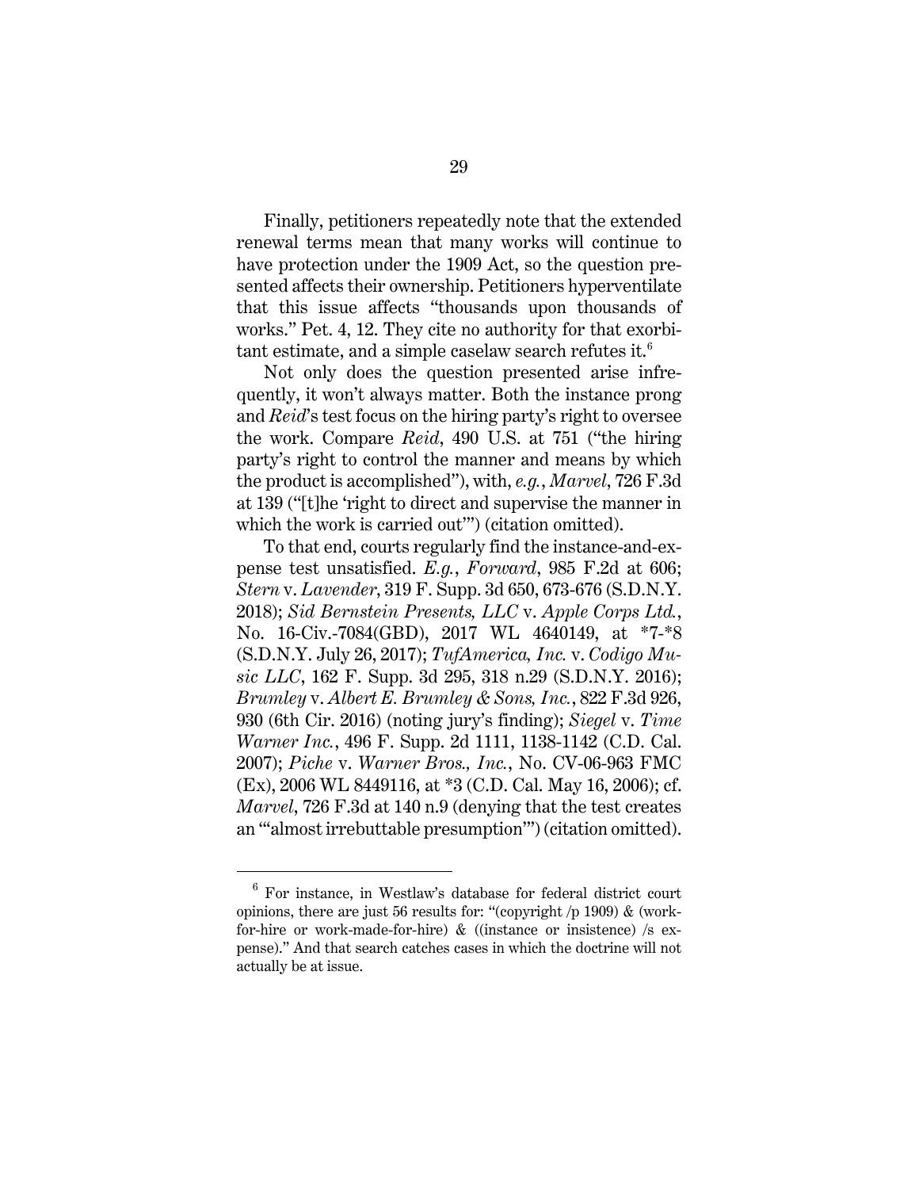Finally, petitioners repeatedly note that the extended renewal terms mean that many works will continue to have protection under the 1909 Act, so the question presented affects their ownership. Petitioners hyperventilate that this issue affects "thousands upon thousands of works." Pet. 4, 12. They cite no authority for that exorbitant estimate, and a simple caselaw search refutes it.[6]

Not only does the question presented arise infrequently, it won't always matter. Both the instance prong and *Reid*'s test focus on the hiring party's right to oversee the work. Compare *Reid*, 490 U.S. at 751 ("the hiring party's right to control the manner and means by which the product is accomplished"), with, *e.g.*, *Marvel*, 726 F.3d at 139 ("[t]he 'right to direct and supervise the manner in which the work is carried out'") (citation omitted).

To that end, courts regularly find the instance-and-expense test unsatisfied. *E.g.*, *Forward*, 985 F.2d at 606; *Stern* v. *Lavender*, 319 F. Supp. 3d 650, 673-676 (S.D.N.Y. 2018); *Sid Bernstein Presents, LLC* v. *Apple Corps Ltd.*, No. 16-Civ.-7084(GBD), 2017 WL 4640149, at *7-*8 (S.D.N.Y. July 26, 2017); *TufAmerica, Inc.* v. *Codigo Music LLC*, 162 F. Supp. 3d 295, 318 n.29 (S.D.N.Y. 2016); *Brumley* v. *Albert E. Brumley & Sons, Inc.*, 822 F.3d 926, 930 (6th Cir. 2016) (noting jury's finding); *Siegel* v. *Time Warner Inc.*, 496 F. Supp. 2d 1111, 1138-1142 (C.D. Cal. 2007); *Piche* v. *Warner Bros., Inc.*, No. CV-06-963 FMC (Ex), 2006 WL 8449116, at *3 (C.D. Cal. May 16, 2006); cf. *Marvel*, 726 F.3d at 140 n.9 (denying that the test creates an '"almost irrebuttable presumption'") (citation omitted).

---

[6] For instance, in Westlaw's database for federal district court opinions, there are just 56 results for: "(copyright /p 1909) & (work-for-hire or work-made-for-hire) & ((instance or insistence) /s expense)." And that search catches cases in which the doctrine will not actually be at issue.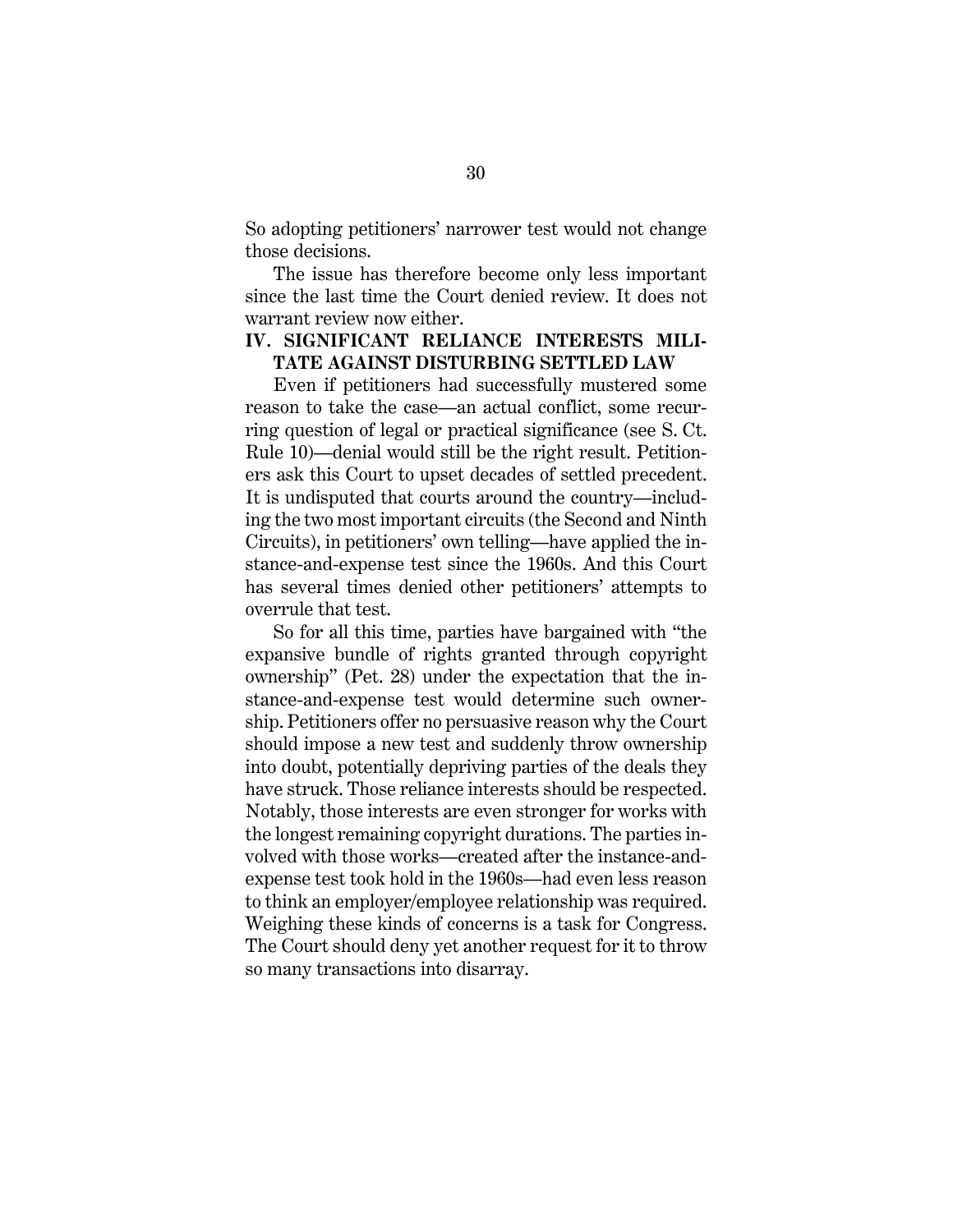So adopting petitioners' narrower test would not change those decisions.

The issue has therefore become only less important since the last time the Court denied review. It does not warrant review now either.

## IV. SIGNIFICANT RELIANCE INTERESTS MILITATE AGAINST DISTURBING SETTLED LAW

Even if petitioners had successfully mustered some reason to take the case—an actual conflict, some recurring question of legal or practical significance (see S. Ct. Rule 10)—denial would still be the right result. Petitioners ask this Court to upset decades of settled precedent. It is undisputed that courts around the country—including the two most important circuits (the Second and Ninth Circuits), in petitioners' own telling—have applied the instance-and-expense test since the 1960s. And this Court has several times denied other petitioners' attempts to overrule that test.

So for all this time, parties have bargained with "the expansive bundle of rights granted through copyright ownership" (Pet. 28) under the expectation that the instance-and-expense test would determine such ownership. Petitioners offer no persuasive reason why the Court should impose a new test and suddenly throw ownership into doubt, potentially depriving parties of the deals they have struck. Those reliance interests should be respected. Notably, those interests are even stronger for works with the longest remaining copyright durations. The parties involved with those works—created after the instance-and-expense test took hold in the 1960s—had even less reason to think an employer/employee relationship was required. Weighing these kinds of concerns is a task for Congress. The Court should deny yet another request for it to throw so many transactions into disarray.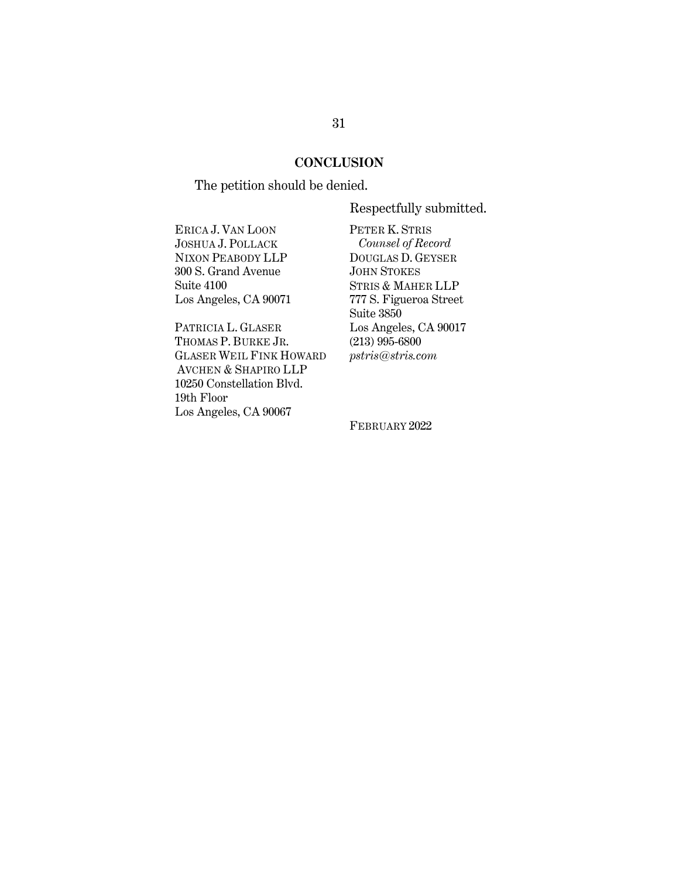## CONCLUSION

The petition should be denied.

Respectfully submitted.

ERICA J. VAN LOON
JOSHUA J. POLLACK
NIXON PEABODY LLP
300 S. Grand Avenue
Suite 4100
Los Angeles, CA 90071

PATRICIA L. GLASER
THOMAS P. BURKE JR.
GLASER WEIL FINK HOWARD AVCHEN & SHAPIRO LLP
10250 Constellation Blvd.
19th Floor
Los Angeles, CA 90067

PETER K. STRIS
*Counsel of Record*
DOUGLAS D. GEYSER
JOHN STOKES
STRIS & MAHER LLP
777 S. Figueroa Street
Suite 3850
Los Angeles, CA 90017
(213) 995-6800
*pstris@stris.com*

FEBRUARY 2022